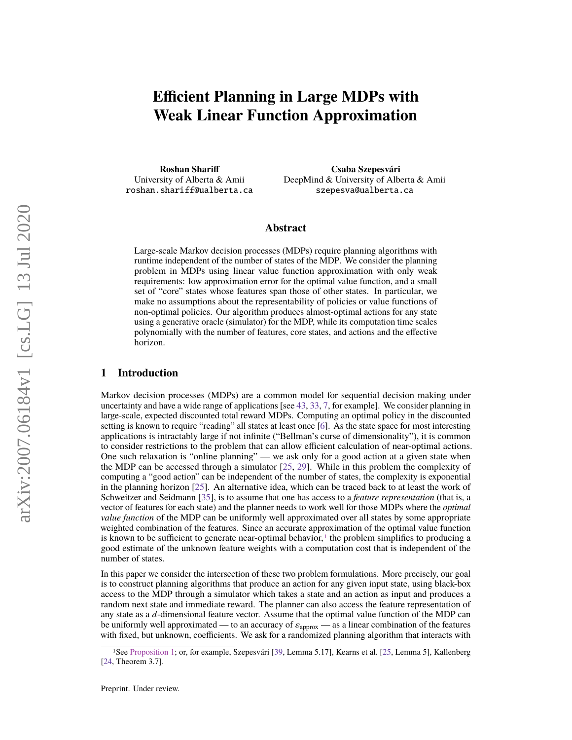# Efficient Planning in Large MDPs with Weak Linear Function Approximation

**Roshan Shariff**
University of Alberta & Amii
roshan.shariff@ualberta.ca

**Csaba Szepesvári**
DeepMind & University of Alberta & Amii
szepesva@ualberta.ca

## Abstract

Large-scale Markov decision processes (MDPs) require planning algorithms with runtime independent of the number of states of the MDP. We consider the planning problem in MDPs using linear value function approximation with only weak requirements: low approximation error for the optimal value function, and a small set of "core" states whose features span those of other states. In particular, we make no assumptions about the representability of policies or value functions of non-optimal policies. Our algorithm produces almost-optimal actions for any state using a generative oracle (simulator) for the MDP, while its computation time scales polynomially with the number of features, core states, and actions and the effective horizon.

## 1 Introduction

Markov decision processes (MDPs) are a common model for sequential decision making under uncertainty and have a wide range of applications [see 43, 33, 7, for example]. We consider planning in large-scale, expected discounted total reward MDPs. Computing an optimal policy in the discounted setting is known to require "reading" all states at least once [6]. As the state space for most interesting applications is intractably large if not infinite ("Bellman's curse of dimensionality"), it is common to consider restrictions to the problem that can allow efficient calculation of near-optimal actions. One such relaxation is "online planning" — we ask only for a good action at a given state when the MDP can be accessed through a simulator [25, 29]. While in this problem the complexity of computing a "good action" can be independent of the number of states, the complexity is exponential in the planning horizon [25]. An alternative idea, which can be traced back to at least the work of Schweitzer and Seidmann [35], is to assume that one has access to a *feature representation* (that is, a vector of features for each state) and the planner needs to work well for those MDPs where the *optimal value function* of the MDP can be uniformly well approximated over all states by some appropriate weighted combination of the features. Since an accurate approximation of the optimal value function is known to be sufficient to generate near-optimal behavior,[1] the problem simplifies to producing a good estimate of the unknown feature weights with a computation cost that is independent of the number of states.

In this paper we consider the intersection of these two problem formulations. More precisely, our goal is to construct planning algorithms that produce an action for any given input state, using black-box access to the MDP through a simulator which takes a state and an action as input and produces a random next state and immediate reward. The planner can also access the feature representation of any state as a $d$-dimensional feature vector. Assume that the optimal value function of the MDP can be uniformly well approximated — to an accuracy of $\varepsilon_{\text{approx}}$ — as a linear combination of the features with fixed, but unknown, coefficients. We ask for a randomized planning algorithm that interacts with

[1] See Proposition 1; or, for example, Szepesvári [39, Lemma 5.17], Kearns et al. [25, Lemma 5], Kallenberg [24, Theorem 3.7].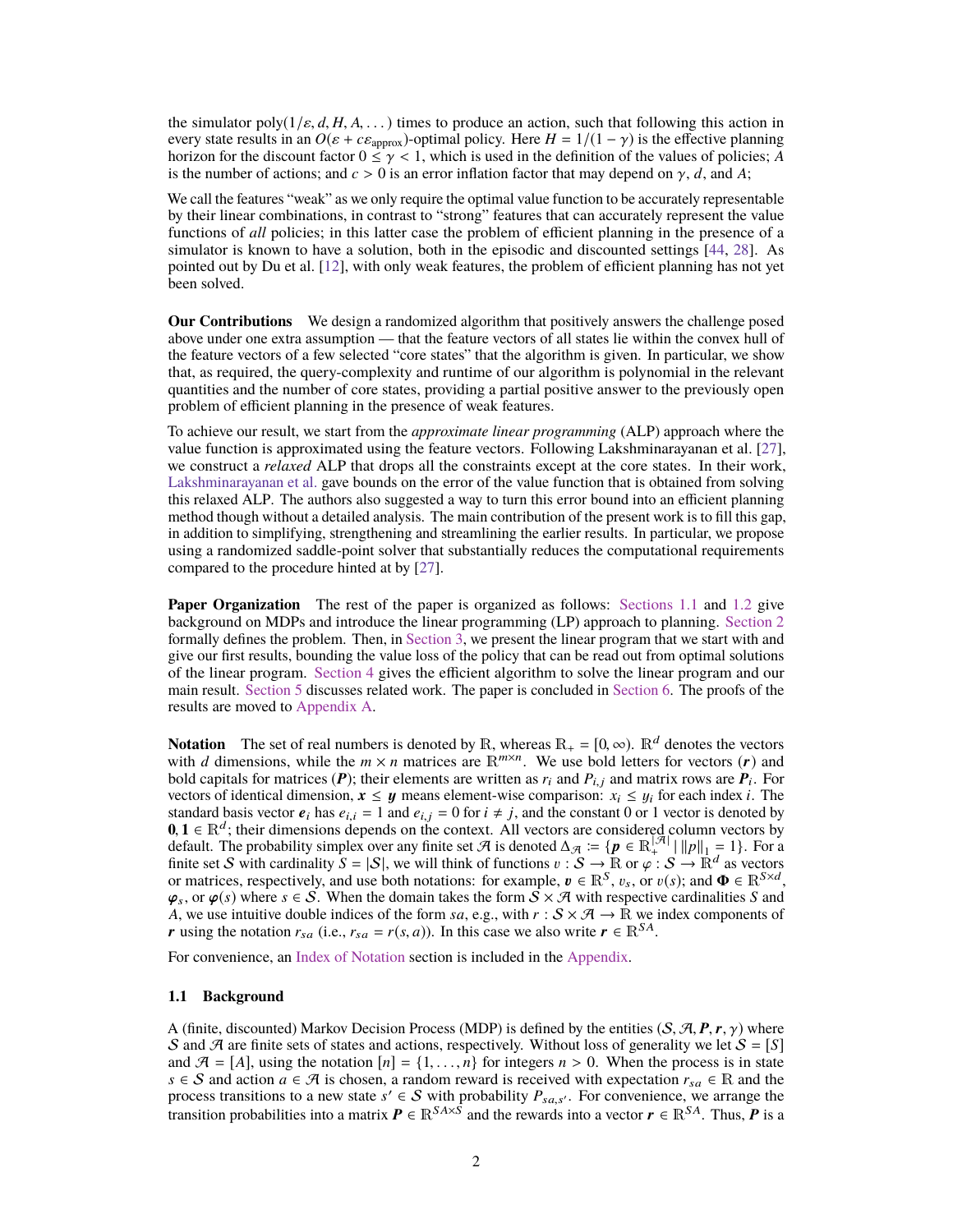the simulator poly$(1/\varepsilon, d, H, A, \dots)$ times to produce an action, such that following this action in every state results in an $O(\varepsilon + c\varepsilon_{\text{approx}})$-optimal policy. Here $H = 1/(1-\gamma)$ is the effective planning horizon for the discount factor $0 \le \gamma < 1$, which is used in the definition of the values of policies; $A$ is the number of actions; and $c > 0$ is an error inflation factor that may depend on $\gamma$, $d$, and $A$;

We call the features "weak" as we only require the optimal value function to be accurately representable by their linear combinations, in contrast to "strong" features that can accurately represent the value functions of *all* policies; in this latter case the problem of efficient planning in the presence of a simulator is known to have a solution, both in the episodic and discounted settings [44, 28]. As pointed out by Du et al. [12], with only weak features, the problem of efficient planning has not yet been solved.

**Our Contributions** We design a randomized algorithm that positively answers the challenge posed above under one extra assumption — that the feature vectors of all states lie within the convex hull of the feature vectors of a few selected "core states" that the algorithm is given. In particular, we show that, as required, the query-complexity and runtime of our algorithm is polynomial in the relevant quantities and the number of core states, providing a partial positive answer to the previously open problem of efficient planning in the presence of weak features.

To achieve our result, we start from the *approximate linear programming* (ALP) approach where the value function is approximated using the feature vectors. Following Lakshminarayanan et al. [27], we construct a *relaxed* ALP that drops all the constraints except at the core states. In their work, Lakshminarayanan et al. gave bounds on the error of the value function that is obtained from solving this relaxed ALP. The authors also suggested a way to turn this error bound into an efficient planning method though without a detailed analysis. The main contribution of the present work is to fill this gap, in addition to simplifying, strengthening and streamlining the earlier results. In particular, we propose using a randomized saddle-point solver that substantially reduces the computational requirements compared to the procedure hinted at by [27].

**Paper Organization** The rest of the paper is organized as follows: Sections 1.1 and 1.2 give background on MDPs and introduce the linear programming (LP) approach to planning. Section 2 formally defines the problem. Then, in Section 3, we present the linear program that we start with and give our first results, bounding the value loss of the policy that can be read out from optimal solutions of the linear program. Section 4 gives the efficient algorithm to solve the linear program and our main result. Section 5 discusses related work. The paper is concluded in Section 6. The proofs of the results are moved to Appendix A.

**Notation** The set of real numbers is denoted by $\mathbb{R}$, whereas $\mathbb{R}_+ = [0, \infty)$. $\mathbb{R}^d$ denotes the vectors with $d$ dimensions, while the $m \times n$ matrices are $\mathbb{R}^{m \times n}$. We use bold letters for vectors ($\boldsymbol{r}$) and bold capitals for matrices ($\boldsymbol{P}$); their elements are written as $r_i$ and $P_{i,j}$ and matrix rows are $\boldsymbol{P}_i$. For vectors of identical dimension, $\boldsymbol{x} \le \boldsymbol{y}$ means element-wise comparison: $x_i \le y_i$ for each index $i$. The standard basis vector $\boldsymbol{e}_i$ has $e_{i,i} = 1$ and $e_{i,j} = 0$ for $i \ne j$, and the constant 0 or 1 vector is denoted by $\boldsymbol{0}, \boldsymbol{1} \in \mathbb{R}^d$; their dimensions depends on the context. All vectors are considered column vectors by default. The probability simplex over any finite set $\mathcal{A}$ is denoted $\Delta_{\mathcal{A}} \coloneqq \{\boldsymbol{p} \in \mathbb{R}_+^{|\mathcal{A}|} \mid \|p\|_1 = 1\}$. For a finite set $\mathcal{S}$ with cardinality $S = |\mathcal{S}|$, we will think of functions $v : \mathcal{S} \to \mathbb{R}$ or $\varphi : \mathcal{S} \to \mathbb{R}^d$ as vectors or matrices, respectively, and use both notations: for example, $\boldsymbol{v} \in \mathbb{R}^S$, $v_s$, or $v(s)$; and $\boldsymbol{\Phi} \in \mathbb{R}^{S \times d}$, $\boldsymbol{\varphi}_s$, or $\boldsymbol{\varphi}(s)$ where $s \in \mathcal{S}$. When the domain takes the form $\mathcal{S} \times \mathcal{A}$ with respective cardinalities $S$ and $A$, we use intuitive double indices of the form $sa$, e.g., with $r : \mathcal{S} \times \mathcal{A} \to \mathbb{R}$ we index components of $\boldsymbol{r}$ using the notation $r_{sa}$ (i.e., $r_{sa} = r(s, a)$). In this case we also write $\boldsymbol{r} \in \mathbb{R}^{SA}$.

For convenience, an Index of Notation section is included in the Appendix.

### 1.1 Background

A (finite, discounted) Markov Decision Process (MDP) is defined by the entities $(\mathcal{S}, \mathcal{A}, \boldsymbol{P}, \boldsymbol{r}, \gamma)$ where $\mathcal{S}$ and $\mathcal{A}$ are finite sets of states and actions, respectively. Without loss of generality we let $\mathcal{S} = [S]$ and $\mathcal{A} = [A]$, using the notation $[n] = \{1, \dots, n\}$ for integers $n > 0$. When the process is in state $s \in \mathcal{S}$ and action $a \in \mathcal{A}$ is chosen, a random reward is received with expectation $r_{sa} \in \mathbb{R}$ and the process transitions to a new state $s' \in \mathcal{S}$ with probability $P_{sa,s'}$. For convenience, we arrange the transition probabilities into a matrix $\boldsymbol{P} \in \mathbb{R}^{SA \times S}$ and the rewards into a vector $\boldsymbol{r} \in \mathbb{R}^{SA}$. Thus, $\boldsymbol{P}$ is a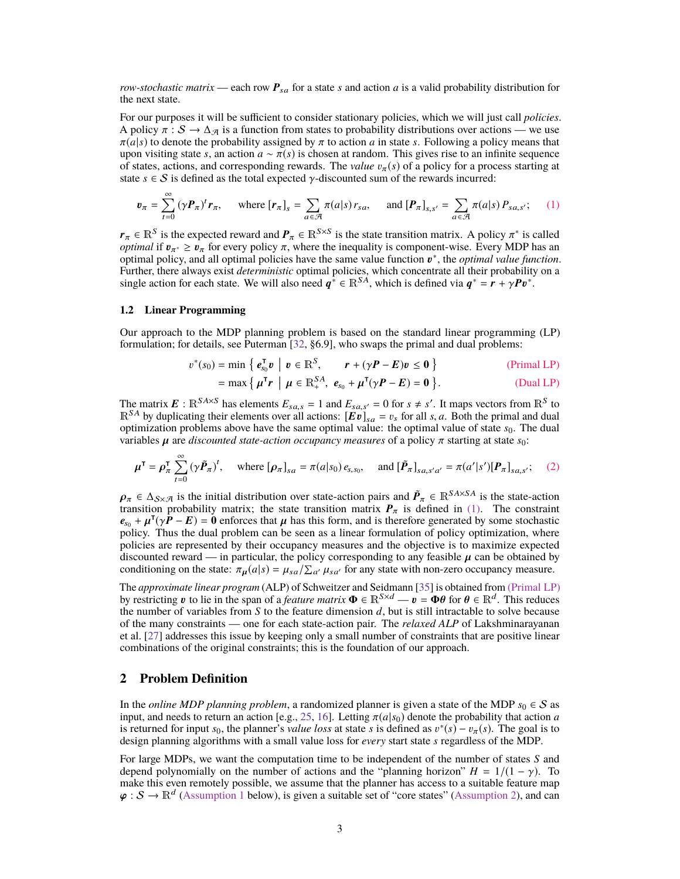*row-stochastic matrix* — each row $\boldsymbol{P}_{sa}$ for a state $s$ and action $a$ is a valid probability distribution for the next state.

For our purposes it will be sufficient to consider stationary policies, which we will just call *policies*. A policy $\pi : \mathcal{S} \to \Delta_{\mathcal{A}}$ is a function from states to probability distributions over actions — we use $\pi(a|s)$ to denote the probability assigned by $\pi$ to action $a$ in state $s$. Following a policy means that upon visiting state $s$, an action $a \sim \pi(s)$ is chosen at random. This gives rise to an infinite sequence of states, actions, and corresponding rewards. The *value* $v_\pi(s)$ of a policy for a process starting at state $s \in \mathcal{S}$ is defined as the total expected $\gamma$-discounted sum of the rewards incurred:

$$\boldsymbol{v}_\pi = \sum_{t=0}^{\infty} (\gamma \boldsymbol{P}_\pi)^t \boldsymbol{r}_\pi, \qquad \text{where } [\boldsymbol{r}_\pi]_s = \sum_{a \in \mathcal{A}} \pi(a|s)\, r_{sa}, \qquad \text{and } [\boldsymbol{P}_\pi]_{s,s'} = \sum_{a \in \mathcal{A}} \pi(a|s)\, P_{sa,s'}; \tag{1}$$

$\boldsymbol{r}_\pi \in \mathbb{R}^S$ is the expected reward and $\boldsymbol{P}_\pi \in \mathbb{R}^{S \times S}$ is the state transition matrix. A policy $\pi^*$ is called *optimal* if $\boldsymbol{v}_{\pi^*} \geq \boldsymbol{v}_\pi$ for every policy $\pi$, where the inequality is component-wise. Every MDP has an optimal policy, and all optimal policies have the same value function $\boldsymbol{v}^*$, the *optimal value function*. Further, there always exist *deterministic* optimal policies, which concentrate all their probability on a single action for each state. We will also need $\boldsymbol{q}^* \in \mathbb{R}^{SA}$, which is defined via $\boldsymbol{q}^* = \boldsymbol{r} + \gamma \boldsymbol{P} \boldsymbol{v}^*$.

### 1.2 Linear Programming

Our approach to the MDP planning problem is based on the standard linear programming (LP) formulation; for details, see Puterman [32, §6.9], who swaps the primal and dual problems:

$$v^*(s_0) = \min \left\{ \boldsymbol{e}_{s_0}^\mathsf{T} \boldsymbol{v} \;\middle|\; \boldsymbol{v} \in \mathbb{R}^S, \quad \boldsymbol{r} + (\gamma \boldsymbol{P} - \boldsymbol{E})\boldsymbol{v} \leq \boldsymbol{0} \right\} \qquad \text{(Primal LP)}$$

$$= \max \left\{ \boldsymbol{\mu}^\mathsf{T} \boldsymbol{r} \;\middle|\; \boldsymbol{\mu} \in \mathbb{R}_+^{SA},\; \boldsymbol{e}_{s_0} + \boldsymbol{\mu}^\mathsf{T}(\gamma \boldsymbol{P} - \boldsymbol{E}) = \boldsymbol{0} \right\}. \qquad \text{(Dual LP)}$$

The matrix $\boldsymbol{E} : \mathbb{R}^{SA \times S}$ has elements $E_{sa,s} = 1$ and $E_{sa,s'} = 0$ for $s \neq s'$. It maps vectors from $\mathbb{R}^S$ to $\mathbb{R}^{SA}$ by duplicating their elements over all actions: $[\boldsymbol{E}\boldsymbol{v}]_{sa} = v_s$ for all $s, a$. Both the primal and dual optimization problems above have the same optimal value: the optimal value of state $s_0$. The dual variables $\boldsymbol{\mu}$ are *discounted state-action occupancy measures* of a policy $\pi$ starting at state $s_0$:

$$\boldsymbol{\mu}^\mathsf{T} = \boldsymbol{\rho}_\pi^\mathsf{T} \sum_{t=0}^{\infty} (\gamma \tilde{\boldsymbol{P}}_\pi)^t, \qquad \text{where } [\boldsymbol{\rho}_\pi]_{sa} = \pi(a|s_0)\, e_{s,s_0}, \qquad \text{and } [\tilde{\boldsymbol{P}}_\pi]_{sa,s'a'} = \pi(a'|s')[\boldsymbol{P}_\pi]_{sa,s'}; \tag{2}$$

$\boldsymbol{\rho}_\pi \in \Delta_{\mathcal{S} \times \mathcal{A}}$ is the initial distribution over state-action pairs and $\tilde{\boldsymbol{P}}_\pi \in \mathbb{R}^{SA \times SA}$ is the state-action transition probability matrix; the state transition matrix $\boldsymbol{P}_\pi$ is defined in (1). The constraint $\boldsymbol{e}_{s_0} + \boldsymbol{\mu}^\mathsf{T}(\gamma \boldsymbol{P} - \boldsymbol{E}) = \boldsymbol{0}$ enforces that $\boldsymbol{\mu}$ has this form, and is therefore generated by some stochastic policy. Thus the dual problem can be seen as a linear formulation of policy optimization, where policies are represented by their occupancy measures and the objective is to maximize expected discounted reward — in particular, the policy corresponding to any feasible $\boldsymbol{\mu}$ can be obtained by conditioning on the state: $\pi_{\boldsymbol{\mu}}(a|s) = \mu_{sa} / \sum_{a'} \mu_{sa'}$ for any state with non-zero occupancy measure.

The *approximate linear program* (ALP) of Schweitzer and Seidmann [35] is obtained from (Primal LP) by restricting $\boldsymbol{v}$ to lie in the span of a *feature matrix* $\boldsymbol{\Phi} \in \mathbb{R}^{S \times d}$ — $\boldsymbol{v} = \boldsymbol{\Phi}\boldsymbol{\theta}$ for $\boldsymbol{\theta} \in \mathbb{R}^d$. This reduces the number of variables from $S$ to the feature dimension $d$, but is still intractable to solve because of the many constraints — one for each state-action pair. The *relaxed ALP* of Lakshminarayanan et al. [27] addresses this issue by keeping only a small number of constraints that are positive linear combinations of the original constraints; this is the foundation of our approach.

## 2 Problem Definition

In the *online MDP planning problem*, a randomized planner is given a state of the MDP $s_0 \in \mathcal{S}$ as input, and needs to return an action [e.g., 25, 16]. Letting $\pi(a|s_0)$ denote the probability that action $a$ is returned for input $s_0$, the planner's *value loss* at state $s$ is defined as $v^*(s) - v_\pi(s)$. The goal is to design planning algorithms with a small value loss for *every* start state $s$ regardless of the MDP.

For large MDPs, we want the computation time to be independent of the number of states $S$ and depend polynomially on the number of actions and the "planning horizon" $H = 1/(1-\gamma)$. To make this even remotely possible, we assume that the planner has access to a suitable feature map $\boldsymbol{\varphi} : \mathcal{S} \to \mathbb{R}^d$ (Assumption 1 below), is given a suitable set of "core states" (Assumption 2), and can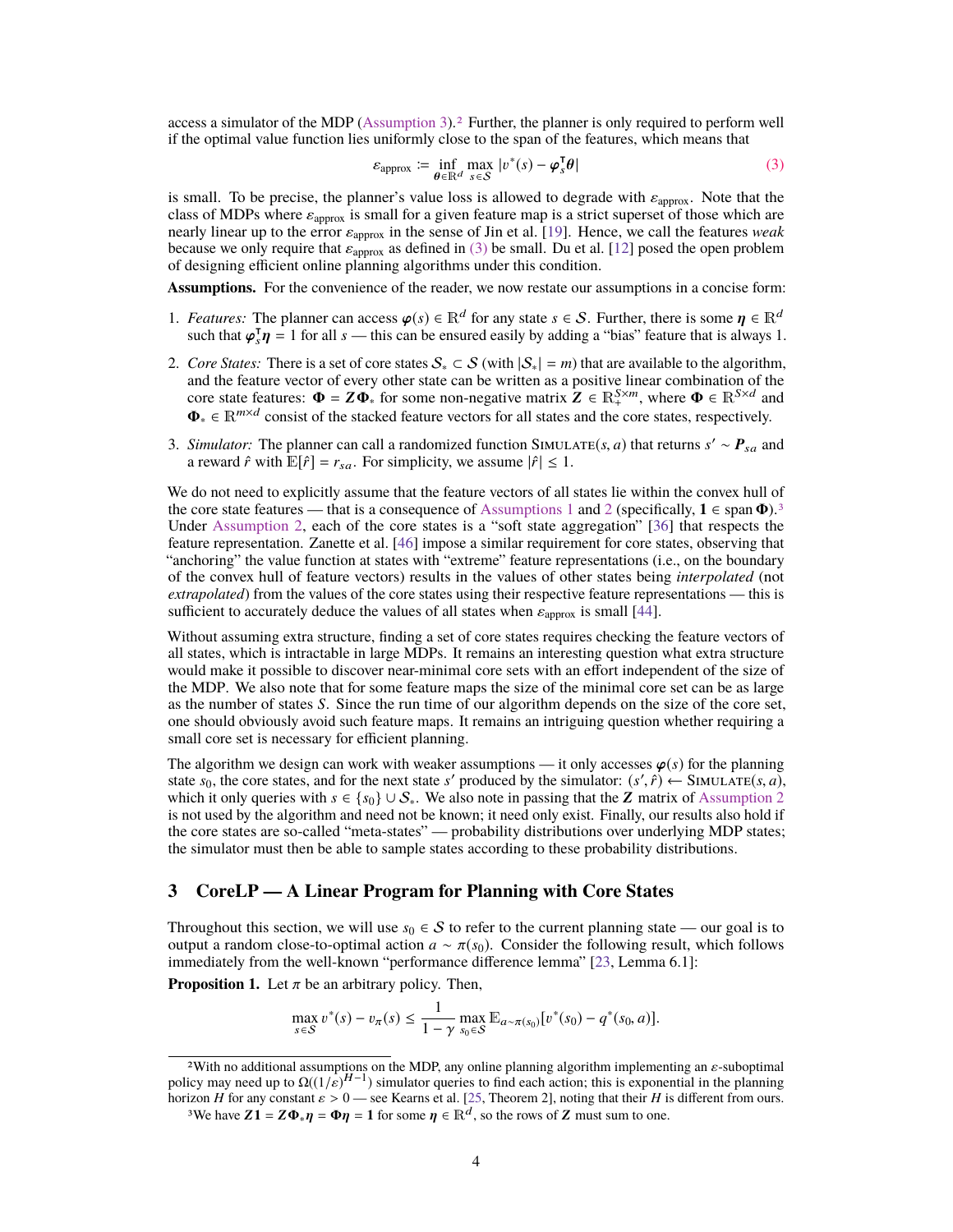access a simulator of the MDP (Assumption 3).[2] Further, the planner is only required to perform well if the optimal value function lies uniformly close to the span of the features, which means that

$$\varepsilon_{\text{approx}} := \inf_{\boldsymbol{\theta} \in \mathbb{R}^d} \max_{s \in \mathcal{S}} |v^*(s) - \boldsymbol{\varphi}_s^\mathsf{T} \boldsymbol{\theta}| \tag{3}$$

is small. To be precise, the planner's value loss is allowed to degrade with $\varepsilon_{\text{approx}}$. Note that the class of MDPs where $\varepsilon_{\text{approx}}$ is small for a given feature map is a strict superset of those which are nearly linear up to the error $\varepsilon_{\text{approx}}$ in the sense of Jin et al. [19]. Hence, we call the features *weak* because we only require that $\varepsilon_{\text{approx}}$ as defined in (3) be small. Du et al. [12] posed the open problem of designing efficient online planning algorithms under this condition.

**Assumptions.** For the convenience of the reader, we now restate our assumptions in a concise form:

1. *Features:* The planner can access $\boldsymbol{\varphi}(s) \in \mathbb{R}^d$ for any state $s \in \mathcal{S}$. Further, there is some $\boldsymbol{\eta} \in \mathbb{R}^d$ such that $\boldsymbol{\varphi}_s^\mathsf{T} \boldsymbol{\eta} = 1$ for all $s$ — this can be ensured easily by adding a "bias" feature that is always 1.
2. *Core States:* There is a set of core states $\mathcal{S}_* \subset \mathcal{S}$ (with $|\mathcal{S}_*| = m$) that are available to the algorithm, and the feature vector of every other state can be written as a positive linear combination of the core state features: $\boldsymbol{\Phi} = \boldsymbol{Z}\boldsymbol{\Phi}_*$ for some non-negative matrix $\boldsymbol{Z} \in \mathbb{R}_+^{S \times m}$, where $\boldsymbol{\Phi} \in \mathbb{R}^{S \times d}$ and $\boldsymbol{\Phi}_* \in \mathbb{R}^{m \times d}$ consist of the stacked feature vectors for all states and the core states, respectively.
3. *Simulator:* The planner can call a randomized function SIMULATE$(s, a)$ that returns $s' \sim \boldsymbol{P}_{sa}$ and a reward $\hat{r}$ with $\mathbb{E}[\hat{r}] = r_{sa}$. For simplicity, we assume $|\hat{r}| \leq 1$.

We do not need to explicitly assume that the feature vectors of all states lie within the convex hull of the core state features — that is a consequence of Assumptions 1 and 2 (specifically, $\mathbf{1} \in \operatorname{span} \boldsymbol{\Phi}$).[3] Under Assumption 2, each of the core states is a "soft state aggregation" [36] that respects the feature representation. Zanette et al. [46] impose a similar requirement for core states, observing that "anchoring" the value function at states with "extreme" feature representations (i.e., on the boundary of the convex hull of feature vectors) results in the values of other states being *interpolated* (not *extrapolated*) from the values of the core states using their respective feature representations — this is sufficient to accurately deduce the values of all states when $\varepsilon_{\text{approx}}$ is small [44].

Without assuming extra structure, finding a set of core states requires checking the feature vectors of all states, which is intractable in large MDPs. It remains an interesting question what extra structure would make it possible to discover near-minimal core sets with an effort independent of the size of the MDP. We also note that for some feature maps the size of the minimal core set can be as large as the number of states $S$. Since the run time of our algorithm depends on the size of the core set, one should obviously avoid such feature maps. It remains an intriguing question whether requiring a small core set is necessary for efficient planning.

The algorithm we design can work with weaker assumptions — it only accesses $\boldsymbol{\varphi}(s)$ for the planning state $s_0$, the core states, and for the next state $s'$ produced by the simulator: $(s', \hat{r}) \leftarrow$ SIMULATE$(s, a)$, which it only queries with $s \in \{s_0\} \cup \mathcal{S}_*$. We also note in passing that the $\boldsymbol{Z}$ matrix of Assumption 2 is not used by the algorithm and need not be known; it need only exist. Finally, our results also hold if the core states are so-called "meta-states" — probability distributions over underlying MDP states; the simulator must then be able to sample states according to these probability distributions.

## 3 CoreLP — A Linear Program for Planning with Core States

Throughout this section, we will use $s_0 \in \mathcal{S}$ to refer to the current planning state — our goal is to output a random close-to-optimal action $a \sim \pi(s_0)$. Consider the following result, which follows immediately from the well-known "performance difference lemma" [23, Lemma 6.1]:

**Proposition 1.** Let $\pi$ be an arbitrary policy. Then,

$$\max_{s \in \mathcal{S}} v^*(s) - v_\pi(s) \leq \frac{1}{1-\gamma} \max_{s_0 \in \mathcal{S}} \mathbb{E}_{a \sim \pi(s_0)}[v^*(s_0) - q^*(s_0, a)].$$

---

[2] With no additional assumptions on the MDP, any online planning algorithm implementing an $\varepsilon$-suboptimal policy may need up to $\Omega((1/\varepsilon)^{H-1})$ simulator queries to find each action; this is exponential in the planning horizon $H$ for any constant $\varepsilon > 0$ — see Kearns et al. [25, Theorem 2], noting that their $H$ is different from ours.

[3] We have $\boldsymbol{Z}\mathbf{1} = \boldsymbol{Z}\boldsymbol{\Phi}_*\boldsymbol{\eta} = \boldsymbol{\Phi}\boldsymbol{\eta} = \mathbf{1}$ for some $\boldsymbol{\eta} \in \mathbb{R}^d$, so the rows of $\boldsymbol{Z}$ must sum to one.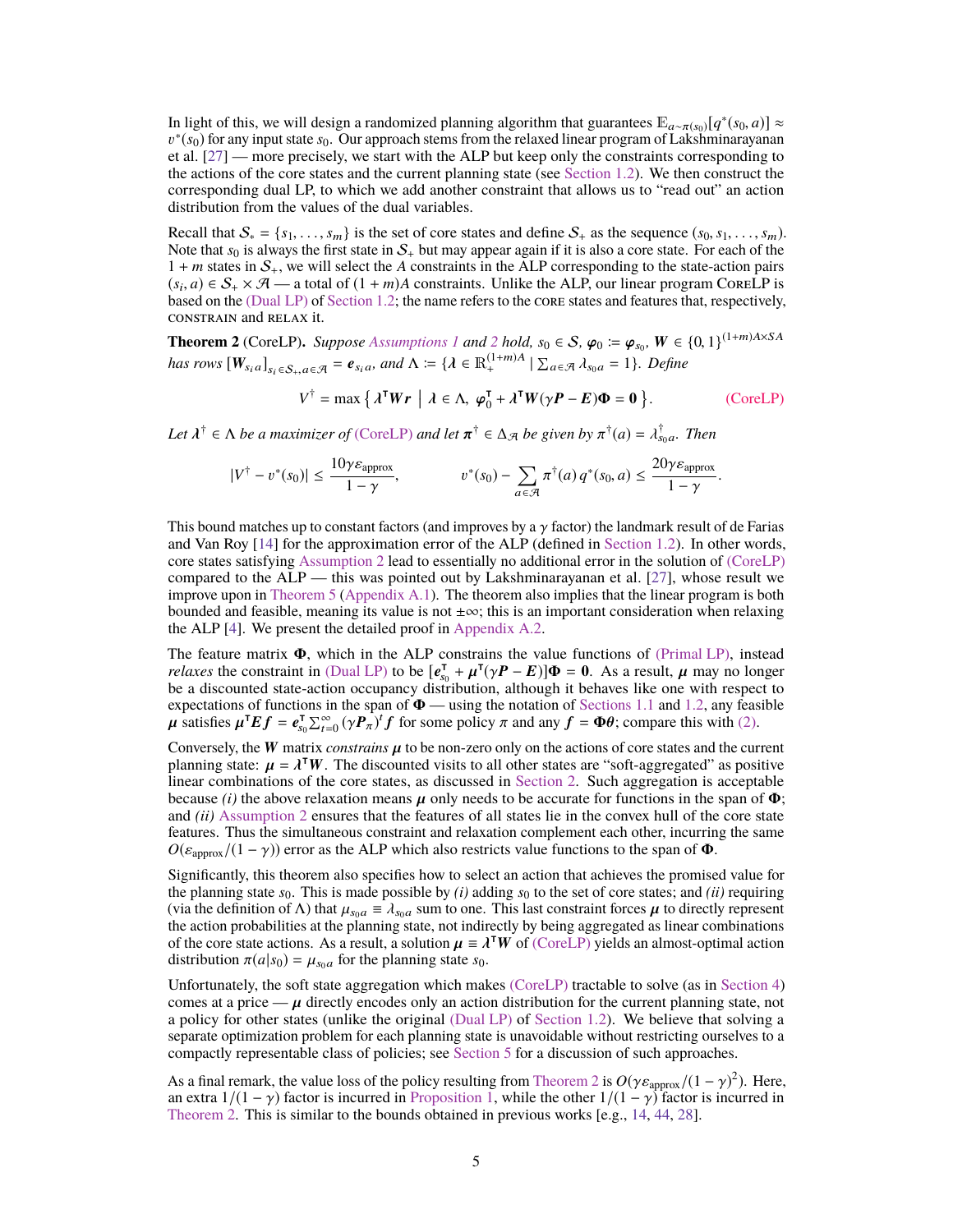In light of this, we will design a randomized planning algorithm that guarantees $\mathbb{E}_{a\sim\pi(s_0)}[q^*(s_0, a)] \approx v^*(s_0)$ for any input state $s_0$. Our approach stems from the relaxed linear program of Lakshminarayanan et al. [27] — more precisely, we start with the ALP but keep only the constraints corresponding to the actions of the core states and the current planning state (see Section 1.2). We then construct the corresponding dual LP, to which we add another constraint that allows us to "read out" an action distribution from the values of the dual variables.

Recall that $\mathcal{S}_* = \{s_1, \ldots, s_m\}$ is the set of core states and define $\mathcal{S}_+$ as the sequence $(s_0, s_1, \ldots, s_m)$. Note that $s_0$ is always the first state in $\mathcal{S}_+$ but may appear again if it is also a core state. For each of the $1 + m$ states in $\mathcal{S}_+$, we will select the $A$ constraints in the ALP corresponding to the state-action pairs $(s_i, a) \in \mathcal{S}_+ \times \mathcal{A}$ — a total of $(1 + m)A$ constraints. Unlike the ALP, our linear program CoreLP is based on the (Dual LP) of Section 1.2; the name refers to the core states and features that, respectively, constrain and relax it.

**Theorem 2** (CoreLP)**.** *Suppose Assumptions 1 and 2 hold, $s_0 \in \mathcal{S}$, $\boldsymbol{\varphi}_0 := \boldsymbol{\varphi}_{s_0}$, $\boldsymbol{W} \in \{0, 1\}^{(1+m)A\times SA}$ has rows $[\boldsymbol{W}_{s_i a}]_{s_i\in\mathcal{S}_+, a\in\mathcal{A}} = \boldsymbol{e}_{s_i a}$, and $\Lambda := \{\boldsymbol{\lambda} \in \mathbb{R}_+^{(1+m)A} \mid \sum_{a\in\mathcal{A}} \lambda_{s_0 a} = 1\}$. Define*

$$V^\dagger = \max\left\{ \boldsymbol{\lambda}^\intercal \boldsymbol{W}\boldsymbol{r} \;\middle|\; \boldsymbol{\lambda} \in \Lambda,\ \boldsymbol{\varphi}_0^\intercal + \boldsymbol{\lambda}^\intercal \boldsymbol{W}(\gamma\boldsymbol{P} - \boldsymbol{E})\boldsymbol{\Phi} = \boldsymbol{0} \right\}. \qquad \text{(CoreLP)}$$

*Let $\boldsymbol{\lambda}^\dagger \in \Lambda$ be a maximizer of (CoreLP) and let $\boldsymbol{\pi}^\dagger \in \Delta_{\mathcal{A}}$ be given by $\pi^\dagger(a) = \lambda^\dagger_{s_0 a}$. Then*

$$|V^\dagger - v^*(s_0)| \le \frac{10\gamma\varepsilon_{\text{approx}}}{1-\gamma}, \qquad\qquad v^*(s_0) - \sum_{a\in\mathcal{A}} \pi^\dagger(a)\, q^*(s_0, a) \le \frac{20\gamma\varepsilon_{\text{approx}}}{1-\gamma}.$$

This bound matches up to constant factors (and improves by a $\gamma$ factor) the landmark result of de Farias and Van Roy [14] for the approximation error of the ALP (defined in Section 1.2). In other words, core states satisfying Assumption 2 lead to essentially no additional error in the solution of (CoreLP) compared to the ALP — this was pointed out by Lakshminarayanan et al. [27], whose result we improve upon in Theorem 5 (Appendix A.1). The theorem also implies that the linear program is both bounded and feasible, meaning its value is not $\pm\infty$; this is an important consideration when relaxing the ALP [4]. We present the detailed proof in Appendix A.2.

The feature matrix $\boldsymbol{\Phi}$, which in the ALP constrains the value functions of (Primal LP), instead *relaxes* the constraint in (Dual LP) to be $[\boldsymbol{e}_{s_0}^\intercal + \boldsymbol{\mu}^\intercal(\gamma\boldsymbol{P} - \boldsymbol{E})]\boldsymbol{\Phi} = \boldsymbol{0}$. As a result, $\boldsymbol{\mu}$ may no longer be a discounted state-action occupancy distribution, although it behaves like one with respect to expectations of functions in the span of $\boldsymbol{\Phi}$ — using the notation of Sections 1.1 and 1.2, any feasible $\boldsymbol{\mu}$ satisfies $\boldsymbol{\mu}^\intercal\boldsymbol{E}\boldsymbol{f} = \boldsymbol{e}_{s_0}^\intercal \sum_{t=0}^\infty (\gamma\boldsymbol{P}_\pi)^t \boldsymbol{f}$ for some policy $\pi$ and any $\boldsymbol{f} = \boldsymbol{\Phi}\boldsymbol{\theta}$; compare this with (2).

Conversely, the $\boldsymbol{W}$ matrix *constrains* $\boldsymbol{\mu}$ to be non-zero only on the actions of core states and the current planning state: $\boldsymbol{\mu} = \boldsymbol{\lambda}^\intercal\boldsymbol{W}$. The discounted visits to all other states are "soft-aggregated" as positive linear combinations of the core states, as discussed in Section 2. Such aggregation is acceptable because *(i)* the above relaxation means $\boldsymbol{\mu}$ only needs to be accurate for functions in the span of $\boldsymbol{\Phi}$; and *(ii)* Assumption 2 ensures that the features of all states lie in the convex hull of the core state features. Thus the simultaneous constraint and relaxation complement each other, incurring the same $O(\varepsilon_{\text{approx}}/(1-\gamma))$ error as the ALP which also restricts value functions to the span of $\boldsymbol{\Phi}$.

Significantly, this theorem also specifies how to select an action that achieves the promised value for the planning state $s_0$. This is made possible by *(i)* adding $s_0$ to the set of core states; and *(ii)* requiring (via the definition of $\Lambda$) that $\mu_{s_0 a} \equiv \lambda_{s_0 a}$ sum to one. This last constraint forces $\boldsymbol{\mu}$ to directly represent the action probabilities at the planning state, not indirectly by being aggregated as linear combinations of the core state actions. As a result, a solution $\boldsymbol{\mu} \equiv \boldsymbol{\lambda}^\intercal\boldsymbol{W}$ of (CoreLP) yields an almost-optimal action distribution $\pi(a|s_0) = \mu_{s_0 a}$ for the planning state $s_0$.

Unfortunately, the soft state aggregation which makes (CoreLP) tractable to solve (as in Section 4) comes at a price — $\boldsymbol{\mu}$ directly encodes only an action distribution for the current planning state, not a policy for other states (unlike the original (Dual LP) of Section 1.2). We believe that solving a separate optimization problem for each planning state is unavoidable without restricting ourselves to a compactly representable class of policies; see Section 5 for a discussion of such approaches.

As a final remark, the value loss of the policy resulting from Theorem 2 is $O(\gamma\varepsilon_{\text{approx}}/(1-\gamma)^2)$. Here, an extra $1/(1-\gamma)$ factor is incurred in Proposition 1, while the other $1/(1-\gamma)$ factor is incurred in Theorem 2. This is similar to the bounds obtained in previous works [e.g., 14, 44, 28].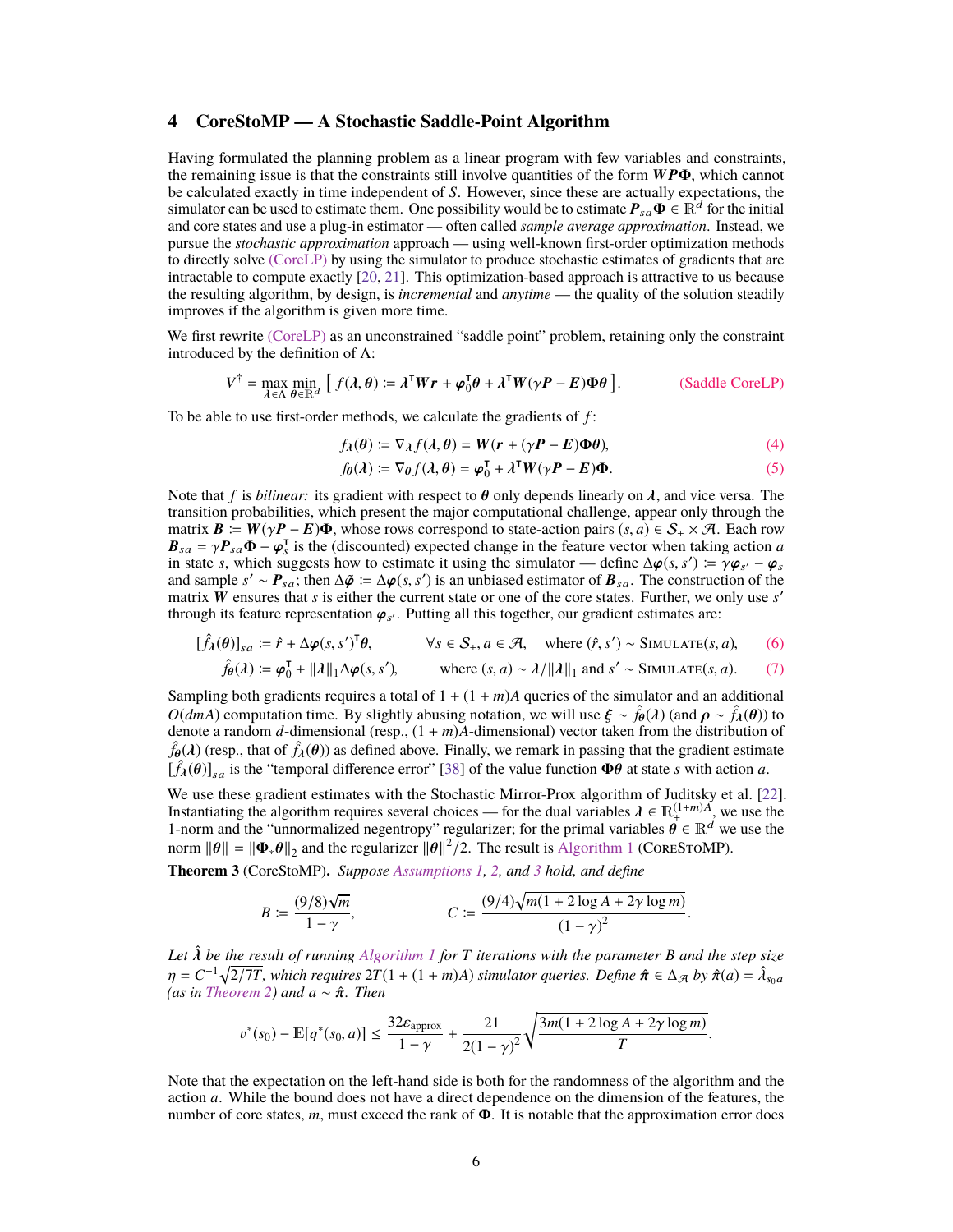## 4 CoreStoMP — A Stochastic Saddle-Point Algorithm

Having formulated the planning problem as a linear program with few variables and constraints, the remaining issue is that the constraints still involve quantities of the form $\boldsymbol{W P \Phi}$, which cannot be calculated exactly in time independent of $S$. However, since these are actually expectations, the simulator can be used to estimate them. One possibility would be to estimate $\boldsymbol{P}_{sa}\boldsymbol{\Phi} \in \mathbb{R}^d$ for the initial and core states and use a plug-in estimator — often called *sample average approximation*. Instead, we pursue the *stochastic approximation* approach — using well-known first-order optimization methods to directly solve (CoreLP) by using the simulator to produce stochastic estimates of gradients that are intractable to compute exactly [20, 21]. This optimization-based approach is attractive to us because the resulting algorithm, by design, is *incremental* and *anytime* — the quality of the solution steadily improves if the algorithm is given more time.

We first rewrite (CoreLP) as an unconstrained "saddle point" problem, retaining only the constraint introduced by the definition of $\Lambda$:

$$V^\dagger = \max_{\boldsymbol{\lambda} \in \Lambda} \min_{\boldsymbol{\theta} \in \mathbb{R}^d} \left[ f(\boldsymbol{\lambda}, \boldsymbol{\theta}) := \boldsymbol{\lambda}^\intercal \boldsymbol{W r} + \boldsymbol{\varphi}_0^\intercal \boldsymbol{\theta} + \boldsymbol{\lambda}^\intercal \boldsymbol{W}(\gamma \boldsymbol{P} - \boldsymbol{E})\boldsymbol{\Phi\theta} \right]. \qquad \text{(Saddle CoreLP)}$$

To be able to use first-order methods, we calculate the gradients of $f$:

$$f_{\lambda}(\boldsymbol{\theta}) := \nabla_{\lambda} f(\boldsymbol{\lambda}, \boldsymbol{\theta}) = \boldsymbol{W}(\boldsymbol{r} + (\gamma \boldsymbol{P} - \boldsymbol{E})\boldsymbol{\Phi\theta}), \tag{4}$$

$$f_{\boldsymbol{\theta}}(\boldsymbol{\lambda}) := \nabla_{\boldsymbol{\theta}} f(\boldsymbol{\lambda}, \boldsymbol{\theta}) = \boldsymbol{\varphi}_0^\intercal + \boldsymbol{\lambda}^\intercal \boldsymbol{W}(\gamma \boldsymbol{P} - \boldsymbol{E})\boldsymbol{\Phi}. \tag{5}$$

Note that $f$ is *bilinear:* its gradient with respect to $\boldsymbol{\theta}$ only depends linearly on $\boldsymbol{\lambda}$, and vice versa. The transition probabilities, which present the major computational challenge, appear only through the matrix $\boldsymbol{B} := \boldsymbol{W}(\gamma \boldsymbol{P} - \boldsymbol{E})\boldsymbol{\Phi}$, whose rows correspond to state-action pairs $(s, a) \in \mathcal{S}_+ \times \mathcal{A}$. Each row $\boldsymbol{B}_{sa} = \gamma \boldsymbol{P}_{sa}\boldsymbol{\Phi} - \boldsymbol{\varphi}_s^\intercal$ is the (discounted) expected change in the feature vector when taking action $a$ in state $s$, which suggests how to estimate it using the simulator — define $\Delta\boldsymbol{\varphi}(s, s') := \gamma \boldsymbol{\varphi}_{s'} - \boldsymbol{\varphi}_s$ and sample $s' \sim \boldsymbol{P}_{sa}$; then $\Delta\tilde{\boldsymbol{\varphi}} := \Delta\boldsymbol{\varphi}(s, s')$ is an unbiased estimator of $\boldsymbol{B}_{sa}$. The construction of the matrix $\boldsymbol{W}$ ensures that $s$ is either the current state or one of the core states. Further, we only use $s'$ through its feature representation $\boldsymbol{\varphi}_{s'}$. Putting all this together, our gradient estimates are:

$$[\hat{f}_{\lambda}(\boldsymbol{\theta})]_{sa} := \hat{r} + \Delta\boldsymbol{\varphi}(s, s')^\intercal \boldsymbol{\theta}, \qquad \forall s \in \mathcal{S}_+, a \in \mathcal{A}, \quad \text{where } (\hat{r}, s') \sim \textsc{Simulate}(s, a), \tag{6}$$

$$\hat{f}_{\boldsymbol{\theta}}(\boldsymbol{\lambda}) := \boldsymbol{\varphi}_0^\intercal + \|\boldsymbol{\lambda}\|_1 \Delta\boldsymbol{\varphi}(s, s'), \qquad \text{where } (s, a) \sim \boldsymbol{\lambda}/\|\boldsymbol{\lambda}\|_1 \text{ and } s' \sim \textsc{Simulate}(s, a). \tag{7}$$

Sampling both gradients requires a total of $1 + (1 + m)A$ queries of the simulator and an additional $O(dmA)$ computation time. By slightly abusing notation, we will use $\boldsymbol{\xi} \sim \hat{f}_{\boldsymbol{\theta}}(\boldsymbol{\lambda})$ (and $\boldsymbol{\rho} \sim \hat{f}_{\lambda}(\boldsymbol{\theta})$) to denote a random $d$-dimensional (resp., $(1 + m)A$-dimensional) vector taken from the distribution of $\hat{f}_{\boldsymbol{\theta}}(\boldsymbol{\lambda})$ (resp., that of $\hat{f}_{\lambda}(\boldsymbol{\theta})$) as defined above. Finally, we remark in passing that the gradient estimate $[\hat{f}_{\lambda}(\boldsymbol{\theta})]_{sa}$ is the "temporal difference error" [38] of the value function $\boldsymbol{\Phi\theta}$ at state $s$ with action $a$.

We use these gradient estimates with the Stochastic Mirror-Prox algorithm of Juditsky et al. [22]. Instantiating the algorithm requires several choices — for the dual variables $\boldsymbol{\lambda} \in \mathbb{R}_+^{(1+m)A}$, we use the 1-norm and the "unnormalized negentropy" regularizer; for the primal variables $\boldsymbol{\theta} \in \mathbb{R}^d$ we use the norm $\|\boldsymbol{\theta}\| = \|\boldsymbol{\Phi}_* \boldsymbol{\theta}\|_2$ and the regularizer $\|\boldsymbol{\theta}\|^2/2$. The result is Algorithm 1 (CoreStoMP).

**Theorem 3** (CoreStoMP)**.** *Suppose Assumptions 1, 2, and 3 hold, and define*

$$B := \frac{(9/8)\sqrt{m}}{1 - \gamma}, \qquad\qquad C := \frac{(9/4)\sqrt{m(1 + 2\log A + 2\gamma \log m)}}{(1 - \gamma)^2}.$$

*Let $\hat{\boldsymbol{\lambda}}$ be the result of running Algorithm 1 for $T$ iterations with the parameter $B$ and the step size $\eta = C^{-1}\sqrt{2/7T}$, which requires $2T(1 + (1 + m)A)$ simulator queries. Define $\hat{\boldsymbol{\pi}} \in \Delta_{\mathcal{A}}$ by $\hat{\pi}(a) = \hat{\lambda}_{s_0 a}$ (as in Theorem 2) and $a \sim \hat{\boldsymbol{\pi}}$. Then*

$$v^*(s_0) - \mathbb{E}[q^*(s_0, a)] \leq \frac{32\varepsilon_{\text{approx}}}{1 - \gamma} + \frac{21}{2(1 - \gamma)^2}\sqrt{\frac{3m(1 + 2\log A + 2\gamma \log m)}{T}}.$$

Note that the expectation on the left-hand side is both for the randomness of the algorithm and the action $a$. While the bound does not have a direct dependence on the dimension of the features, the number of core states, $m$, must exceed the rank of $\boldsymbol{\Phi}$. It is notable that the approximation error does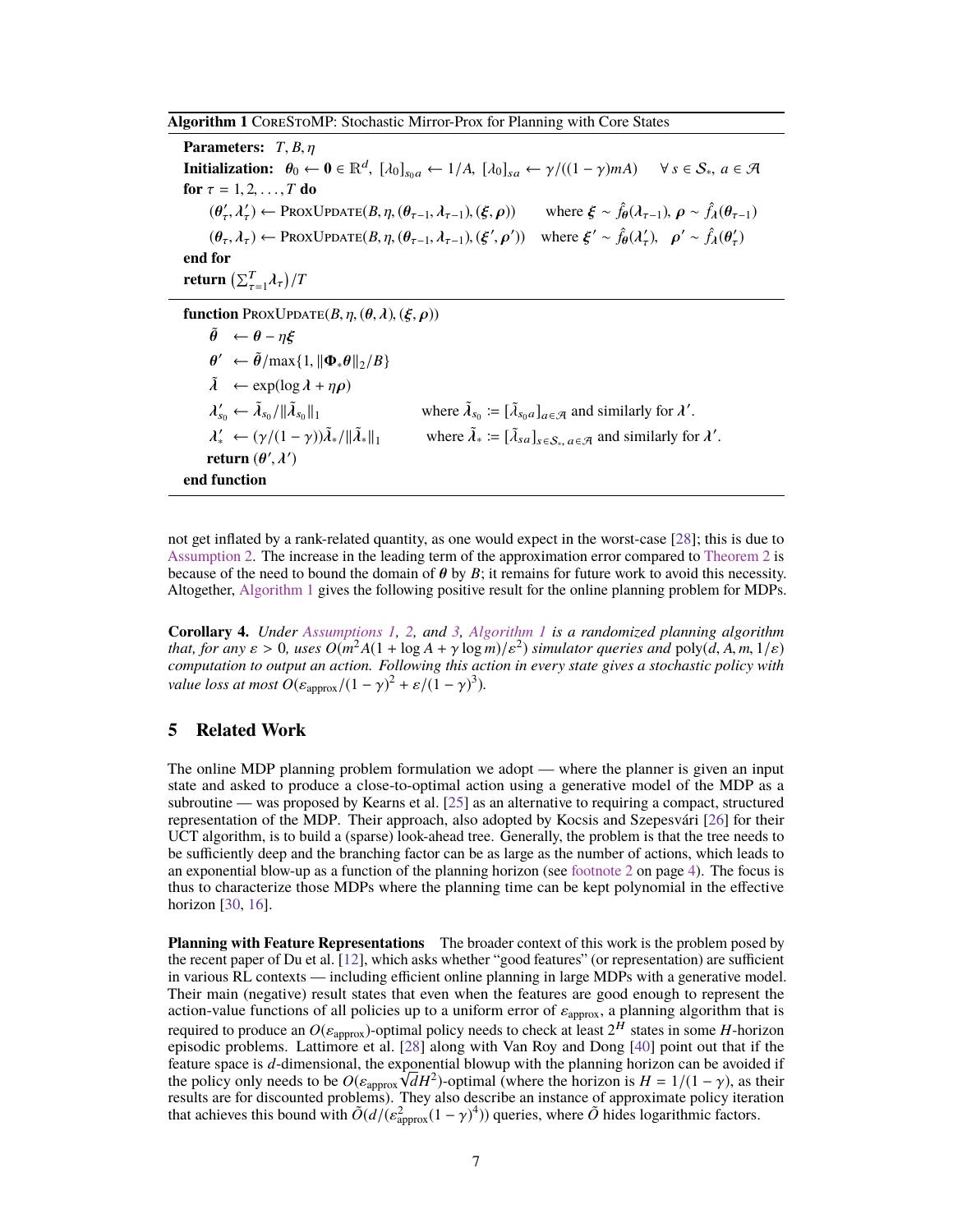**Algorithm 1** CoreStoMP: Stochastic Mirror-Prox for Planning with Core States

```
Parameters: T, B, η
Initialization: θ_0 ← 0 ∈ R^d, [λ_0]_{s_0 a} ← 1/A, [λ_0]_{sa} ← γ/((1−γ)mA)   ∀ s ∈ S_*, a ∈ A
for τ = 1, 2, ..., T do
    (θ'_τ, λ'_τ) ← ProxUpdate(B, η, (θ_{τ−1}, λ_{τ−1}), (ξ, ρ))      where ξ ~ f̂_θ(λ_{τ−1}), ρ ~ f̂_λ(θ_{τ−1})
    (θ_τ, λ_τ) ← ProxUpdate(B, η, (θ_{τ−1}, λ_{τ−1}), (ξ', ρ'))      where ξ' ~ f̂_θ(λ'_τ), ρ' ~ f̂_λ(θ'_τ)
end for
return (Σ_{τ=1}^T λ_τ)/T

function ProxUpdate(B, η, (θ, λ), (ξ, ρ))
    θ̃   ← θ − ηξ
    θ'  ← θ̃ / max{1, ||Φ_* θ||_2 / B}
    λ̃   ← exp(log λ + ηρ)
    λ'_{s_0} ← λ̃_{s_0} / ||λ̃_{s_0}||_1                  where λ̃_{s_0} := [λ̃_{s_0 a}]_{a∈A} and similarly for λ'.
    λ'_*  ← (γ/(1−γ)) λ̃_* / ||λ̃_*||_1                  where λ̃_* := [λ̃_{sa}]_{s∈S_*, a∈A} and similarly for λ'.
    return (θ', λ')
end function
```

not get inflated by a rank-related quantity, as one would expect in the worst-case [28]; this is due to Assumption 2. The increase in the leading term of the approximation error compared to Theorem 2 is because of the need to bound the domain of $\boldsymbol{\theta}$ by $B$; it remains for future work to avoid this necessity. Altogether, Algorithm 1 gives the following positive result for the online planning problem for MDPs.

**Corollary 4.** *Under Assumptions 1, 2, and 3, Algorithm 1 is a randomized planning algorithm that, for any $\varepsilon > 0$, uses $O(m^2 A(1 + \log A + \gamma \log m)/\varepsilon^2)$ simulator queries and $\mathrm{poly}(d, A, m, 1/\varepsilon)$ computation to output an action. Following this action in every state gives a stochastic policy with value loss at most $O(\varepsilon_{\text{approx}}/(1-\gamma)^2 + \varepsilon/(1-\gamma)^3)$.*

## 5 Related Work

The online MDP planning problem formulation we adopt — where the planner is given an input state and asked to produce a close-to-optimal action using a generative model of the MDP as a subroutine — was proposed by Kearns et al. [25] as an alternative to requiring a compact, structured representation of the MDP. Their approach, also adopted by Kocsis and Szepesvári [26] for their UCT algorithm, is to build a (sparse) look-ahead tree. Generally, the problem is that the tree needs to be sufficiently deep and the branching factor can be as large as the number of actions, which leads to an exponential blow-up as a function of the planning horizon (see footnote 2 on page 4). The focus is thus to characterize those MDPs where the planning time can be kept polynomial in the effective horizon [30, 16].

**Planning with Feature Representations** The broader context of this work is the problem posed by the recent paper of Du et al. [12], which asks whether "good features" (or representation) are sufficient in various RL contexts — including efficient online planning in large MDPs with a generative model. Their main (negative) result states that even when the features are good enough to represent the action-value functions of all policies up to a uniform error of $\varepsilon_{\text{approx}}$, a planning algorithm that is required to produce an $O(\varepsilon_{\text{approx}})$-optimal policy needs to check at least $2^H$ states in some $H$-horizon episodic problems. Lattimore et al. [28] along with Van Roy and Dong [40] point out that if the feature space is $d$-dimensional, the exponential blowup with the planning horizon can be avoided if the policy only needs to be $O(\varepsilon_{\text{approx}}\sqrt{d}H^2)$-optimal (where the horizon is $H = 1/(1-\gamma)$, as their results are for discounted problems). They also describe an instance of approximate policy iteration that achieves this bound with $\tilde{O}(d/(\varepsilon^2_{\text{approx}}(1-\gamma)^4))$ queries, where $\tilde{O}$ hides logarithmic factors.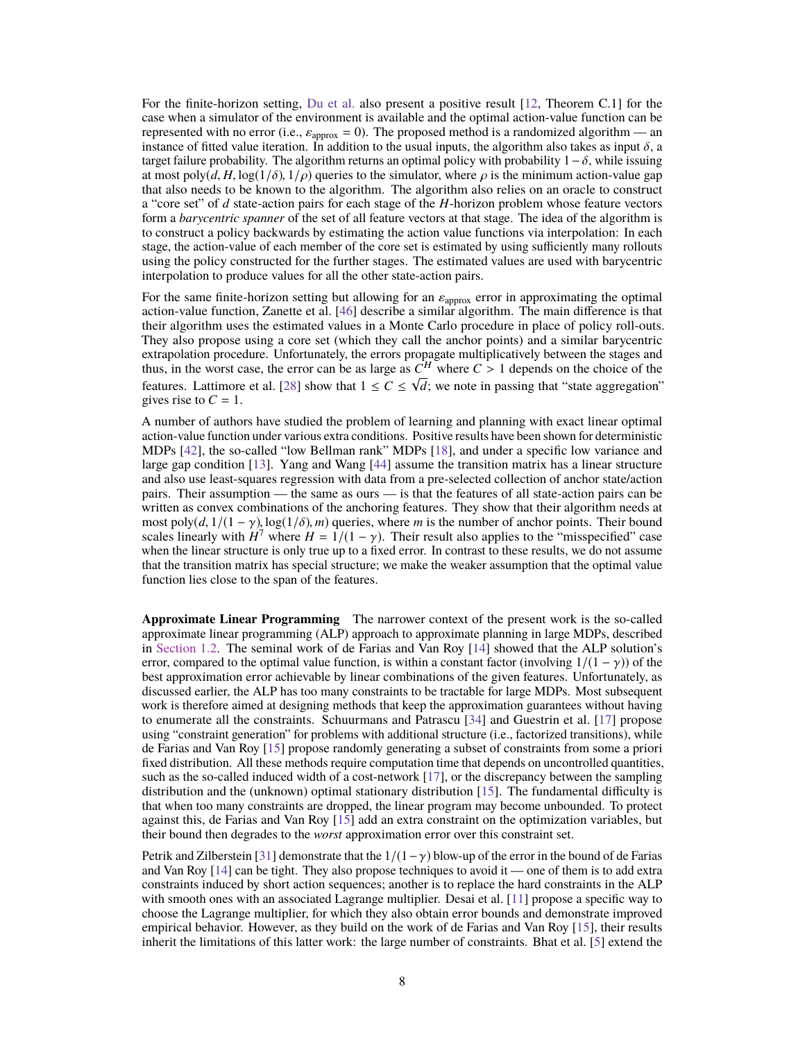For the finite-horizon setting, Du et al. also present a positive result [12, Theorem C.1] for the case when a simulator of the environment is available and the optimal action-value function can be represented with no error (i.e., $\varepsilon_{\text{approx}} = 0$). The proposed method is a randomized algorithm — an instance of fitted value iteration. In addition to the usual inputs, the algorithm also takes as input $\delta$, a target failure probability. The algorithm returns an optimal policy with probability $1 - \delta$, while issuing at most $\text{poly}(d, H, \log(1/\delta), 1/\rho)$ queries to the simulator, where $\rho$ is the minimum action-value gap that also needs to be known to the algorithm. The algorithm also relies on an oracle to construct a "core set" of $d$ state-action pairs for each stage of the $H$-horizon problem whose feature vectors form a *barycentric spanner* of the set of all feature vectors at that stage. The idea of the algorithm is to construct a policy backwards by estimating the action value functions via interpolation: In each stage, the action-value of each member of the core set is estimated by using sufficiently many rollouts using the policy constructed for the further stages. The estimated values are used with barycentric interpolation to produce values for all the other state-action pairs.

For the same finite-horizon setting but allowing for an $\varepsilon_{\text{approx}}$ error in approximating the optimal action-value function, Zanette et al. [46] describe a similar algorithm. The main difference is that their algorithm uses the estimated values in a Monte Carlo procedure in place of policy roll-outs. They also propose using a core set (which they call the anchor points) and a similar barycentric extrapolation procedure. Unfortunately, the errors propagate multiplicatively between the stages and thus, in the worst case, the error can be as large as $C^H$ where $C > 1$ depends on the choice of the features. Lattimore et al. [28] show that $1 \le C \le \sqrt{d}$; we note in passing that "state aggregation" gives rise to $C = 1$.

A number of authors have studied the problem of learning and planning with exact linear optimal action-value function under various extra conditions. Positive results have been shown for deterministic MDPs [42], the so-called "low Bellman rank" MDPs [18], and under a specific low variance and large gap condition [13]. Yang and Wang [44] assume the transition matrix has a linear structure and also use least-squares regression with data from a pre-selected collection of anchor state/action pairs. Their assumption — the same as ours — is that the features of all state-action pairs can be written as convex combinations of the anchoring features. They show that their algorithm needs at most $\text{poly}(d, 1/(1-\gamma), \log(1/\delta), m)$ queries, where $m$ is the number of anchor points. Their bound scales linearly with $H^7$ where $H = 1/(1-\gamma)$. Their result also applies to the "misspecified" case when the linear structure is only true up to a fixed error. In contrast to these results, we do not assume that the transition matrix has special structure; we make the weaker assumption that the optimal value function lies close to the span of the features.

**Approximate Linear Programming** The narrower context of the present work is the so-called approximate linear programming (ALP) approach to approximate planning in large MDPs, described in Section 1.2. The seminal work of de Farias and Van Roy [14] showed that the ALP solution's error, compared to the optimal value function, is within a constant factor (involving $1/(1-\gamma)$) of the best approximation error achievable by linear combinations of the given features. Unfortunately, as discussed earlier, the ALP has too many constraints to be tractable for large MDPs. Most subsequent work is therefore aimed at designing methods that keep the approximation guarantees without having to enumerate all the constraints. Schuurmans and Patrascu [34] and Guestrin et al. [17] propose using "constraint generation" for problems with additional structure (i.e., factorized transitions), while de Farias and Van Roy [15] propose randomly generating a subset of constraints from some a priori fixed distribution. All these methods require computation time that depends on uncontrolled quantities, such as the so-called induced width of a cost-network [17], or the discrepancy between the sampling distribution and the (unknown) optimal stationary distribution [15]. The fundamental difficulty is that when too many constraints are dropped, the linear program may become unbounded. To protect against this, de Farias and Van Roy [15] add an extra constraint on the optimization variables, but their bound then degrades to the *worst* approximation error over this constraint set.

Petrik and Zilberstein [31] demonstrate that the $1/(1-\gamma)$ blow-up of the error in the bound of de Farias and Van Roy [14] can be tight. They also propose techniques to avoid it — one of them is to add extra constraints induced by short action sequences; another is to replace the hard constraints in the ALP with smooth ones with an associated Lagrange multiplier. Desai et al. [11] propose a specific way to choose the Lagrange multiplier, for which they also obtain error bounds and demonstrate improved empirical behavior. However, as they build on the work of de Farias and Van Roy [15], their results inherit the limitations of this latter work: the large number of constraints. Bhat et al. [5] extend the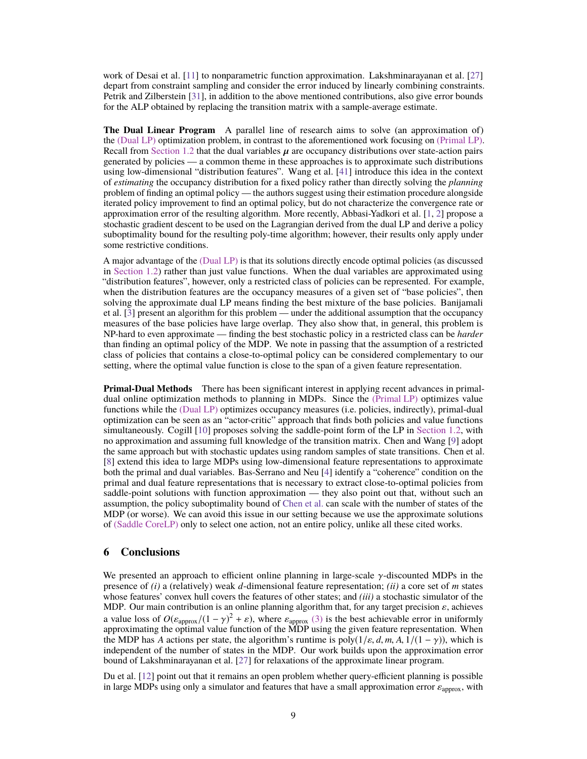work of Desai et al. [11] to nonparametric function approximation. Lakshminarayanan et al. [27] depart from constraint sampling and consider the error induced by linearly combining constraints. Petrik and Zilberstein [31], in addition to the above mentioned contributions, also give error bounds for the ALP obtained by replacing the transition matrix with a sample-average estimate.

**The Dual Linear Program** A parallel line of research aims to solve (an approximation of) the (Dual LP) optimization problem, in contrast to the aforementioned work focusing on (Primal LP). Recall from Section 1.2 that the dual variables $\mu$ are occupancy distributions over state-action pairs generated by policies — a common theme in these approaches is to approximate such distributions using low-dimensional "distribution features". Wang et al. [41] introduce this idea in the context of *estimating* the occupancy distribution for a fixed policy rather than directly solving the *planning* problem of finding an optimal policy — the authors suggest using their estimation procedure alongside iterated policy improvement to find an optimal policy, but do not characterize the convergence rate or approximation error of the resulting algorithm. More recently, Abbasi-Yadkori et al. [1, 2] propose a stochastic gradient descent to be used on the Lagrangian derived from the dual LP and derive a policy suboptimality bound for the resulting poly-time algorithm; however, their results only apply under some restrictive conditions.

A major advantage of the (Dual LP) is that its solutions directly encode optimal policies (as discussed in Section 1.2) rather than just value functions. When the dual variables are approximated using "distribution features", however, only a restricted class of policies can be represented. For example, when the distribution features are the occupancy measures of a given set of "base policies", then solving the approximate dual LP means finding the best mixture of the base policies. Banijamali et al. [3] present an algorithm for this problem — under the additional assumption that the occupancy measures of the base policies have large overlap. They also show that, in general, this problem is NP-hard to even approximate — finding the best stochastic policy in a restricted class can be *harder* than finding an optimal policy of the MDP. We note in passing that the assumption of a restricted class of policies that contains a close-to-optimal policy can be considered complementary to our setting, where the optimal value function is close to the span of a given feature representation.

**Primal-Dual Methods** There has been significant interest in applying recent advances in primal-dual online optimization methods to planning in MDPs. Since the (Primal LP) optimizes value functions while the (Dual LP) optimizes occupancy measures (i.e. policies, indirectly), primal-dual optimization can be seen as an "actor-critic" approach that finds both policies and value functions simultaneously. Cogill [10] proposes solving the saddle-point form of the LP in Section 1.2, with no approximation and assuming full knowledge of the transition matrix. Chen and Wang [9] adopt the same approach but with stochastic updates using random samples of state transitions. Chen et al. [8] extend this idea to large MDPs using low-dimensional feature representations to approximate both the primal and dual variables. Bas-Serrano and Neu [4] identify a "coherence" condition on the primal and dual feature representations that is necessary to extract close-to-optimal policies from saddle-point solutions with function approximation — they also point out that, without such an assumption, the policy suboptimality bound of Chen et al. can scale with the number of states of the MDP (or worse). We can avoid this issue in our setting because we use the approximate solutions of (Saddle CoreLP) only to select one action, not an entire policy, unlike all these cited works.

## 6 Conclusions

We presented an approach to efficient online planning in large-scale $\gamma$-discounted MDPs in the presence of *(i)* a (relatively) weak $d$-dimensional feature representation; *(ii)* a core set of $m$ states whose features' convex hull covers the features of other states; and *(iii)* a stochastic simulator of the MDP. Our main contribution is an online planning algorithm that, for any target precision $\varepsilon$, achieves a value loss of $O(\varepsilon_{\text{approx}}/(1-\gamma)^2 + \varepsilon)$, where $\varepsilon_{\text{approx}}$ (3) is the best achievable error in uniformly approximating the optimal value function of the MDP using the given feature representation. When the MDP has $A$ actions per state, the algorithm's runtime is $\text{poly}(1/\varepsilon, d, m, A, 1/(1-\gamma))$, which is independent of the number of states in the MDP. Our work builds upon the approximation error bound of Lakshminarayanan et al. [27] for relaxations of the approximate linear program.

Du et al. [12] point out that it remains an open problem whether query-efficient planning is possible in large MDPs using only a simulator and features that have a small approximation error $\varepsilon_{\text{approx}}$, with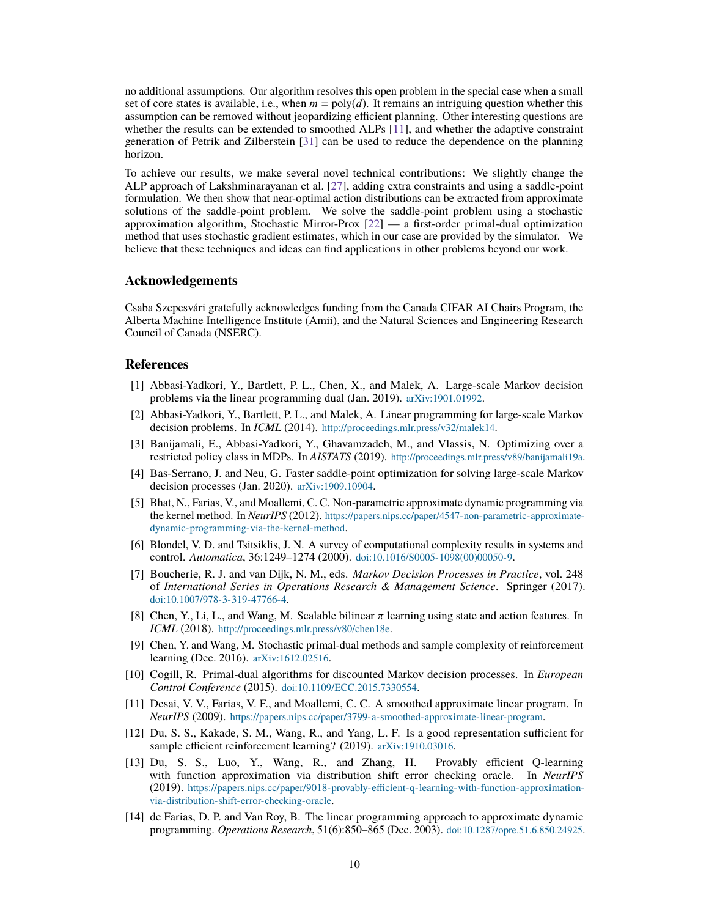no additional assumptions. Our algorithm resolves this open problem in the special case when a small set of core states is available, i.e., when $m = \text{poly}(d)$. It remains an intriguing question whether this assumption can be removed without jeopardizing efficient planning. Other interesting questions are whether the results can be extended to smoothed ALPs [11], and whether the adaptive constraint generation of Petrik and Zilberstein [31] can be used to reduce the dependence on the planning horizon.

To achieve our results, we make several novel technical contributions: We slightly change the ALP approach of Lakshminarayanan et al. [27], adding extra constraints and using a saddle-point formulation. We then show that near-optimal action distributions can be extracted from approximate solutions of the saddle-point problem. We solve the saddle-point problem using a stochastic approximation algorithm, Stochastic Mirror-Prox [22] — a first-order primal-dual optimization method that uses stochastic gradient estimates, which in our case are provided by the simulator. We believe that these techniques and ideas can find applications in other problems beyond our work.

## Acknowledgements

Csaba Szepesvári gratefully acknowledges funding from the Canada CIFAR AI Chairs Program, the Alberta Machine Intelligence Institute (Amii), and the Natural Sciences and Engineering Research Council of Canada (NSERC).

## References

[1] Abbasi-Yadkori, Y., Bartlett, P. L., Chen, X., and Malek, A. Large-scale Markov decision problems via the linear programming dual (Jan. 2019). arXiv:1901.01992.

[2] Abbasi-Yadkori, Y., Bartlett, P. L., and Malek, A. Linear programming for large-scale Markov decision problems. In *ICML* (2014). http://proceedings.mlr.press/v32/malek14.

[3] Banijamali, E., Abbasi-Yadkori, Y., Ghavamzadeh, M., and Vlassis, N. Optimizing over a restricted policy class in MDPs. In *AISTATS* (2019). http://proceedings.mlr.press/v89/banijamali19a.

[4] Bas-Serrano, J. and Neu, G. Faster saddle-point optimization for solving large-scale Markov decision processes (Jan. 2020). arXiv:1909.10904.

[5] Bhat, N., Farias, V., and Moallemi, C. C. Non-parametric approximate dynamic programming via the kernel method. In *NeurIPS* (2012). https://papers.nips.cc/paper/4547-non-parametric-approximate-dynamic-programming-via-the-kernel-method.

[6] Blondel, V. D. and Tsitsiklis, J. N. A survey of computational complexity results in systems and control. *Automatica*, 36:1249–1274 (2000). doi:10.1016/S0005-1098(00)00050-9.

[7] Boucherie, R. J. and van Dijk, N. M., eds. *Markov Decision Processes in Practice*, vol. 248 of *International Series in Operations Research & Management Science*. Springer (2017). doi:10.1007/978-3-319-47766-4.

[8] Chen, Y., Li, L., and Wang, M. Scalable bilinear $\pi$ learning using state and action features. In *ICML* (2018). http://proceedings.mlr.press/v80/chen18e.

[9] Chen, Y. and Wang, M. Stochastic primal-dual methods and sample complexity of reinforcement learning (Dec. 2016). arXiv:1612.02516.

[10] Cogill, R. Primal-dual algorithms for discounted Markov decision processes. In *European Control Conference* (2015). doi:10.1109/ECC.2015.7330554.

[11] Desai, V. V., Farias, V. F., and Moallemi, C. C. A smoothed approximate linear program. In *NeurIPS* (2009). https://papers.nips.cc/paper/3799-a-smoothed-approximate-linear-program.

[12] Du, S. S., Kakade, S. M., Wang, R., and Yang, L. F. Is a good representation sufficient for sample efficient reinforcement learning? (2019). arXiv:1910.03016.

[13] Du, S. S., Luo, Y., Wang, R., and Zhang, H. Provably efficient Q-learning with function approximation via distribution shift error checking oracle. In *NeurIPS* (2019). https://papers.nips.cc/paper/9018-provably-efficient-q-learning-with-function-approximation-via-distribution-shift-error-checking-oracle.

[14] de Farias, D. P. and Van Roy, B. The linear programming approach to approximate dynamic programming. *Operations Research*, 51(6):850–865 (Dec. 2003). doi:10.1287/opre.51.6.850.24925.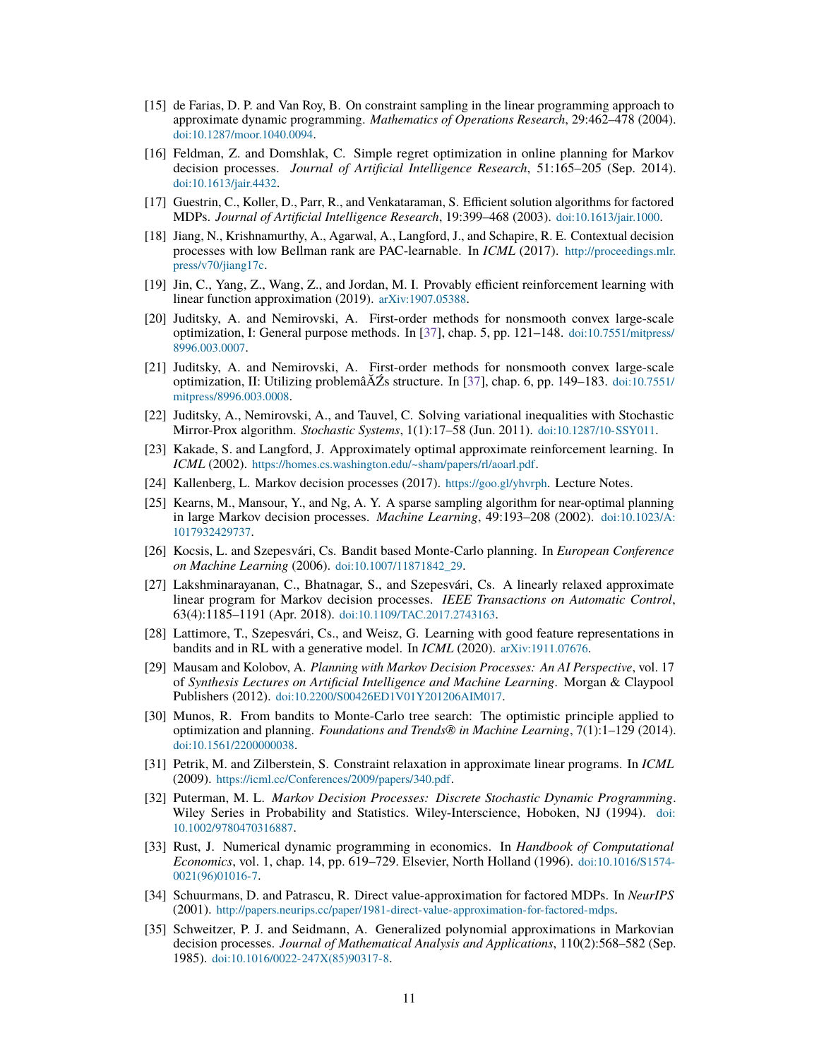[15] de Farias, D. P. and Van Roy, B. On constraint sampling in the linear programming approach to approximate dynamic programming. *Mathematics of Operations Research*, 29:462–478 (2004). doi:10.1287/moor.1040.0094.

[16] Feldman, Z. and Domshlak, C. Simple regret optimization in online planning for Markov decision processes. *Journal of Artificial Intelligence Research*, 51:165–205 (Sep. 2014). doi:10.1613/jair.4432.

[17] Guestrin, C., Koller, D., Parr, R., and Venkataraman, S. Efficient solution algorithms for factored MDPs. *Journal of Artificial Intelligence Research*, 19:399–468 (2003). doi:10.1613/jair.1000.

[18] Jiang, N., Krishnamurthy, A., Agarwal, A., Langford, J., and Schapire, R. E. Contextual decision processes with low Bellman rank are PAC-learnable. In *ICML* (2017). http://proceedings.mlr.press/v70/jiang17c.

[19] Jin, C., Yang, Z., Wang, Z., and Jordan, M. I. Provably efficient reinforcement learning with linear function approximation (2019). arXiv:1907.05388.

[20] Juditsky, A. and Nemirovski, A. First-order methods for nonsmooth convex large-scale optimization, I: General purpose methods. In [37], chap. 5, pp. 121–148. doi:10.7551/mitpress/8996.003.0007.

[21] Juditsky, A. and Nemirovski, A. First-order methods for nonsmooth convex large-scale optimization, II: Utilizing problemâĂŹs structure. In [37], chap. 6, pp. 149–183. doi:10.7551/mitpress/8996.003.0008.

[22] Juditsky, A., Nemirovski, A., and Tauvel, C. Solving variational inequalities with Stochastic Mirror-Prox algorithm. *Stochastic Systems*, 1(1):17–58 (Jun. 2011). doi:10.1287/10-SSY011.

[23] Kakade, S. and Langford, J. Approximately optimal approximate reinforcement learning. In *ICML* (2002). https://homes.cs.washington.edu/~sham/papers/rl/aoarl.pdf.

[24] Kallenberg, L. Markov decision processes (2017). https://goo.gl/yhvrph. Lecture Notes.

[25] Kearns, M., Mansour, Y., and Ng, A. Y. A sparse sampling algorithm for near-optimal planning in large Markov decision processes. *Machine Learning*, 49:193–208 (2002). doi:10.1023/A:1017932429737.

[26] Kocsis, L. and Szepesvári, Cs. Bandit based Monte-Carlo planning. In *European Conference on Machine Learning* (2006). doi:10.1007/11871842_29.

[27] Lakshminarayanan, C., Bhatnagar, S., and Szepesvári, Cs. A linearly relaxed approximate linear program for Markov decision processes. *IEEE Transactions on Automatic Control*, 63(4):1185–1191 (Apr. 2018). doi:10.1109/TAC.2017.2743163.

[28] Lattimore, T., Szepesvári, Cs., and Weisz, G. Learning with good feature representations in bandits and in RL with a generative model. In *ICML* (2020). arXiv:1911.07676.

[29] Mausam and Kolobov, A. *Planning with Markov Decision Processes: An AI Perspective*, vol. 17 of *Synthesis Lectures on Artificial Intelligence and Machine Learning*. Morgan & Claypool Publishers (2012). doi:10.2200/S00426ED1V01Y201206AIM017.

[30] Munos, R. From bandits to Monte-Carlo tree search: The optimistic principle applied to optimization and planning. *Foundations and Trends® in Machine Learning*, 7(1):1–129 (2014). doi:10.1561/2200000038.

[31] Petrik, M. and Zilberstein, S. Constraint relaxation in approximate linear programs. In *ICML* (2009). https://icml.cc/Conferences/2009/papers/340.pdf.

[32] Puterman, M. L. *Markov Decision Processes: Discrete Stochastic Dynamic Programming*. Wiley Series in Probability and Statistics. Wiley-Interscience, Hoboken, NJ (1994). doi:10.1002/9780470316887.

[33] Rust, J. Numerical dynamic programming in economics. In *Handbook of Computational Economics*, vol. 1, chap. 14, pp. 619–729. Elsevier, North Holland (1996). doi:10.1016/S1574-0021(96)01016-7.

[34] Schuurmans, D. and Patrascu, R. Direct value-approximation for factored MDPs. In *NeurIPS* (2001). http://papers.neurips.cc/paper/1981-direct-value-approximation-for-factored-mdps.

[35] Schweitzer, P. J. and Seidmann, A. Generalized polynomial approximations in Markovian decision processes. *Journal of Mathematical Analysis and Applications*, 110(2):568–582 (Sep. 1985). doi:10.1016/0022-247X(85)90317-8.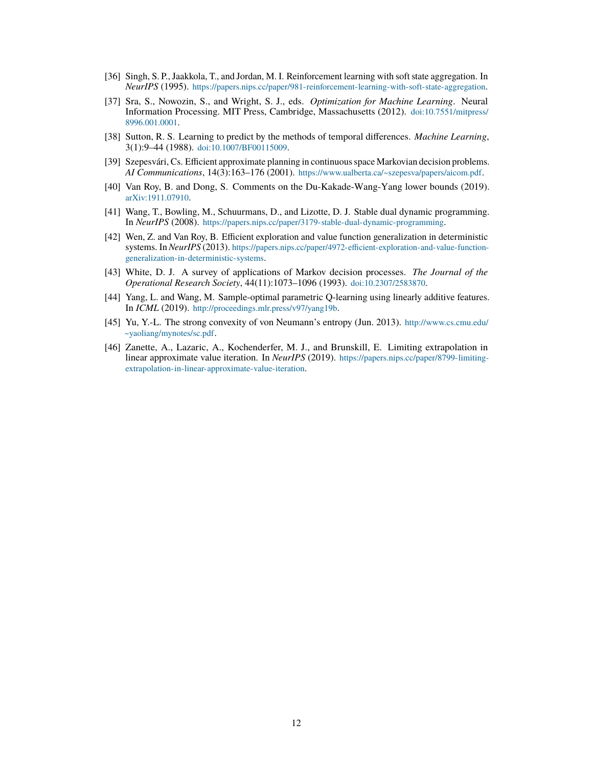[36] Singh, S. P., Jaakkola, T., and Jordan, M. I. Reinforcement learning with soft state aggregation. In *NeurIPS* (1995). https://papers.nips.cc/paper/981-reinforcement-learning-with-soft-state-aggregation.

[37] Sra, S., Nowozin, S., and Wright, S. J., eds. *Optimization for Machine Learning*. Neural Information Processing. MIT Press, Cambridge, Massachusetts (2012). doi:10.7551/mitpress/8996.001.0001.

[38] Sutton, R. S. Learning to predict by the methods of temporal differences. *Machine Learning*, 3(1):9–44 (1988). doi:10.1007/BF00115009.

[39] Szepesvári, Cs. Efficient approximate planning in continuous space Markovian decision problems. *AI Communications*, 14(3):163–176 (2001). https://www.ualberta.ca/~szepesva/papers/aicom.pdf.

[40] Van Roy, B. and Dong, S. Comments on the Du-Kakade-Wang-Yang lower bounds (2019). arXiv:1911.07910.

[41] Wang, T., Bowling, M., Schuurmans, D., and Lizotte, D. J. Stable dual dynamic programming. In *NeurIPS* (2008). https://papers.nips.cc/paper/3179-stable-dual-dynamic-programming.

[42] Wen, Z. and Van Roy, B. Efficient exploration and value function generalization in deterministic systems. In *NeurIPS* (2013). https://papers.nips.cc/paper/4972-efficient-exploration-and-value-function-generalization-in-deterministic-systems.

[43] White, D. J. A survey of applications of Markov decision processes. *The Journal of the Operational Research Society*, 44(11):1073–1096 (1993). doi:10.2307/2583870.

[44] Yang, L. and Wang, M. Sample-optimal parametric Q-learning using linearly additive features. In *ICML* (2019). http://proceedings.mlr.press/v97/yang19b.

[45] Yu, Y.-L. The strong convexity of von Neumann's entropy (Jun. 2013). http://www.cs.cmu.edu/~yaoliang/mynotes/sc.pdf.

[46] Zanette, A., Lazaric, A., Kochenderfer, M. J., and Brunskill, E. Limiting extrapolation in linear approximate value iteration. In *NeurIPS* (2019). https://papers.nips.cc/paper/8799-limiting-extrapolation-in-linear-approximate-value-iteration.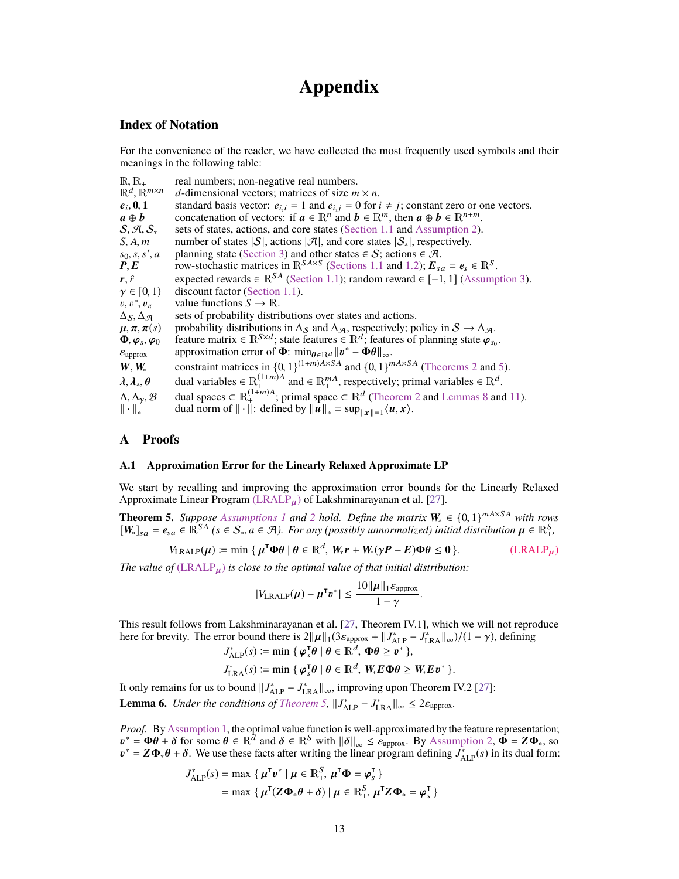# Appendix

## Index of Notation

For the convenience of the reader, we have collected the most frequently used symbols and their meanings in the following table:

| | |
|---|---|
| $\mathbb{R}, \mathbb{R}_+$ | real numbers; non-negative real numbers. |
| $\mathbb{R}^d, \mathbb{R}^{m\times n}$ | $d$-dimensional vectors; matrices of size $m \times n$. |
| $\boldsymbol{e}_i, \boldsymbol{0}, \boldsymbol{1}$ | standard basis vector: $e_{i,i} = 1$ and $e_{i,j} = 0$ for $i \neq j$; constant zero or one vectors. |
| $\boldsymbol{a} \oplus \boldsymbol{b}$ | concatenation of vectors: if $\boldsymbol{a} \in \mathbb{R}^n$ and $\boldsymbol{b} \in \mathbb{R}^m$, then $\boldsymbol{a} \oplus \boldsymbol{b} \in \mathbb{R}^{n+m}$. |
| $\mathcal{S}, \mathcal{A}, \mathcal{S}_*$ | sets of states, actions, and core states (Section 1.1 and Assumption 2). |
| $S, A, m$ | number of states $\lvert\mathcal{S}\rvert$, actions $\lvert\mathcal{A}\rvert$, and core states $\lvert\mathcal{S}_*\rvert$, respectively. |
| $s_0, s, s', a$ | planning state (Section 3) and other states $\in \mathcal{S}$; actions $\in \mathcal{A}$. |
| $\boldsymbol{P}, \boldsymbol{E}$ | row-stochastic matrices in $\mathbb{R}_+^{SA\times S}$ (Sections 1.1 and 1.2); $\boldsymbol{E}_{sa} = \boldsymbol{e}_s \in \mathbb{R}^S$. |
| $\boldsymbol{r}, \hat{r}$ | expected rewards $\in \mathbb{R}^{SA}$ (Section 1.1); random reward $\in [-1, 1]$ (Assumption 3). |
| $\gamma \in [0, 1)$ | discount factor (Section 1.1). |
| $v, v^*, v_\pi$ | value functions $S \to \mathbb{R}$. |
| $\Delta_\mathcal{S}, \Delta_\mathcal{A}$ | sets of probability distributions over states and actions. |
| $\boldsymbol{\mu}, \boldsymbol{\pi}, \boldsymbol{\pi}(s)$ | probability distributions in $\Delta_\mathcal{S}$ and $\Delta_\mathcal{A}$, respectively; policy in $\mathcal{S} \to \Delta_\mathcal{A}$. |
| $\boldsymbol{\Phi}, \boldsymbol{\varphi}_s, \boldsymbol{\varphi}_0$ | feature matrix $\in \mathbb{R}^{S\times d}$; state features $\in \mathbb{R}^d$; features of planning state $\boldsymbol{\varphi}_{s_0}$. |
| $\varepsilon_{\text{approx}}$ | approximation error of $\boldsymbol{\Phi}$: $\min_{\boldsymbol{\theta}\in\mathbb{R}^d} \lVert \boldsymbol{v}^* - \boldsymbol{\Phi\theta} \rVert_\infty$. |
| $\boldsymbol{W}, \boldsymbol{W}_*$ | constraint matrices in $\{0,1\}^{(1+m)A\times SA}$ and $\{0,1\}^{mA\times SA}$ (Theorems 2 and 5). |
| $\lambda, \lambda_*, \boldsymbol{\theta}$ | dual variables $\in \mathbb{R}_+^{(1+m)A}$ and $\in \mathbb{R}_+^{mA}$, respectively; primal variables $\in \mathbb{R}^d$. |
| $\Lambda, \Lambda_\gamma, \mathcal{B}$ | dual spaces $\subset \mathbb{R}_+^{(1+m)A}$; primal space $\subset \mathbb{R}^d$ (Theorem 2 and Lemmas 8 and 11). |
| $\lVert\cdot\rVert_*$ | dual norm of $\lVert\cdot\rVert$: defined by $\lVert \boldsymbol{u} \rVert_* = \sup_{\lVert \boldsymbol{x} \rVert = 1} \langle \boldsymbol{u}, \boldsymbol{x} \rangle$. |

## A Proofs

### A.1 Approximation Error for the Linearly Relaxed Approximate LP

We start by recalling and improving the approximation error bounds for the Linearly Relaxed Approximate Linear Program (LRALP$_{\boldsymbol{\mu}}$) of Lakshminarayanan et al. [27].

**Theorem 5.** *Suppose Assumptions 1 and 2 hold. Define the matrix $\boldsymbol{W}_* \in \{0,1\}^{mA\times SA}$ with rows $[\boldsymbol{W}_*]_{sa} = \boldsymbol{e}_{sa} \in \mathbb{R}^{SA}$ ($s \in \mathcal{S}_*, a \in \mathcal{A}$). For any (possibly unnormalized) initial distribution $\boldsymbol{\mu} \in \mathbb{R}_+^S$,*

$$V_{\text{LRALP}}(\boldsymbol{\mu}) := \min \{ \boldsymbol{\mu}^\intercal \boldsymbol{\Phi\theta} \mid \boldsymbol{\theta} \in \mathbb{R}^d,\ \boldsymbol{W}_*\boldsymbol{r} + \boldsymbol{W}_*(\gamma \boldsymbol{P} - \boldsymbol{E})\boldsymbol{\Phi\theta} \leq \boldsymbol{0} \}. \qquad (\text{LRALP}_{\boldsymbol{\mu}})$$

*The value of (LRALP$_{\boldsymbol{\mu}}$) is close to the optimal value of that initial distribution:*

$$|V_{\text{LRALP}}(\boldsymbol{\mu}) - \boldsymbol{\mu}^\intercal \boldsymbol{v}^*| \leq \frac{10 \lVert \boldsymbol{\mu} \rVert_1 \varepsilon_{\text{approx}}}{1-\gamma}.$$

This result follows from Lakshminarayanan et al. [27, Theorem IV.1], which we will not reproduce here for brevity. The error bound there is $2\lVert \boldsymbol{\mu} \rVert_1 (3\varepsilon_{\text{approx}} + \lVert J^*_{\text{ALP}} - J^*_{\text{LRA}} \rVert_\infty)/(1-\gamma)$, defining

$$J^*_{\text{ALP}}(s) := \min \{ \boldsymbol{\varphi}_s^\intercal \boldsymbol{\theta} \mid \boldsymbol{\theta} \in \mathbb{R}^d,\ \boldsymbol{\Phi\theta} \geq \boldsymbol{v}^* \},$$

$$J^*_{\text{LRA}}(s) := \min \{ \boldsymbol{\varphi}_s^\intercal \boldsymbol{\theta} \mid \boldsymbol{\theta} \in \mathbb{R}^d,\ \boldsymbol{W}_*\boldsymbol{E\Phi\theta} \geq \boldsymbol{W}_*\boldsymbol{E}\boldsymbol{v}^* \}.$$

It only remains for us to bound $\lVert J^*_{\text{ALP}} - J^*_{\text{LRA}} \rVert_\infty$, improving upon Theorem IV.2 [27]:

**Lemma 6.** *Under the conditions of Theorem 5, $\lVert J^*_{\text{ALP}} - J^*_{\text{LRA}} \rVert_\infty \leq 2\varepsilon_{\text{approx}}$.*

*Proof.* By Assumption 1, the optimal value function is well-approximated by the feature representation; $\boldsymbol{v}^* = \boldsymbol{\Phi\theta} + \boldsymbol{\delta}$ for some $\boldsymbol{\theta} \in \mathbb{R}^d$ and $\boldsymbol{\delta} \in \mathbb{R}^S$ with $\lVert \boldsymbol{\delta} \rVert_\infty \leq \varepsilon_{\text{approx}}$. By Assumption 2, $\boldsymbol{\Phi} = \boldsymbol{Z\Phi}_*$, so $\boldsymbol{v}^* = \boldsymbol{Z\Phi}_*\boldsymbol{\theta} + \boldsymbol{\delta}$. We use these facts after writing the linear program defining $J^*_{\text{ALP}}(s)$ in its dual form:

$$\begin{aligned} J^*_{\text{ALP}}(s) &= \max \{ \boldsymbol{\mu}^\intercal \boldsymbol{v}^* \mid \boldsymbol{\mu} \in \mathbb{R}_+^S,\ \boldsymbol{\mu}^\intercal \boldsymbol{\Phi} = \boldsymbol{\varphi}_s^\intercal \} \\ &= \max \{ \boldsymbol{\mu}^\intercal (\boldsymbol{Z\Phi}_*\boldsymbol{\theta} + \boldsymbol{\delta}) \mid \boldsymbol{\mu} \in \mathbb{R}_+^S,\ \boldsymbol{\mu}^\intercal \boldsymbol{Z\Phi}_* = \boldsymbol{\varphi}_s^\intercal \} \end{aligned}$$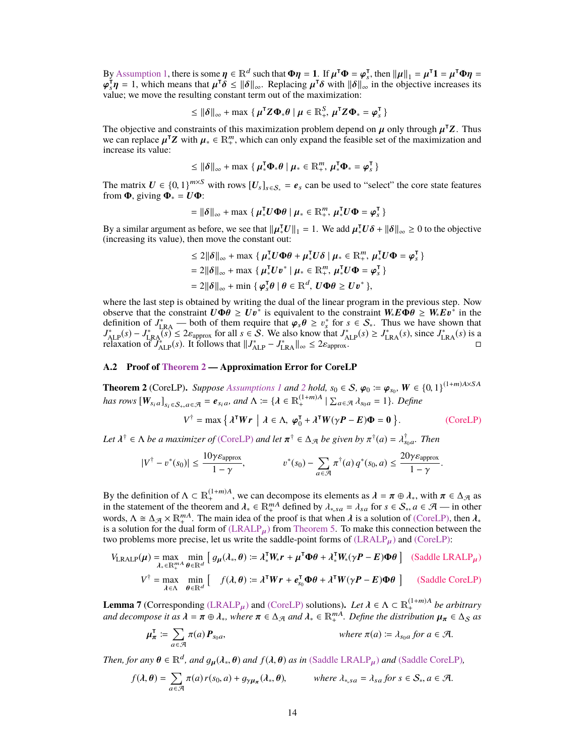By Assumption 1, there is some $\boldsymbol{\eta} \in \mathbb{R}^d$ such that $\boldsymbol{\Phi}\boldsymbol{\eta} = \mathbf{1}$. If $\boldsymbol{\mu}^\intercal \boldsymbol{\Phi} = \boldsymbol{\varphi}_s^\intercal$, then $\|\boldsymbol{\mu}\|_1 = \boldsymbol{\mu}^\intercal \mathbf{1} = \boldsymbol{\mu}^\intercal \boldsymbol{\Phi}\boldsymbol{\eta} = \boldsymbol{\varphi}_s^\intercal \boldsymbol{\eta} = 1$, which means that $\boldsymbol{\mu}^\intercal \boldsymbol{\delta} \le \|\boldsymbol{\delta}\|_\infty$. Replacing $\boldsymbol{\mu}^\intercal \boldsymbol{\delta}$ with $\|\boldsymbol{\delta}\|_\infty$ in the objective increases its value; we move the resulting constant term out of the maximization:

$$\le \|\boldsymbol{\delta}\|_\infty + \max \left\{ \boldsymbol{\mu}^\intercal \boldsymbol{Z}\boldsymbol{\Phi}_* \boldsymbol{\theta} \mid \boldsymbol{\mu} \in \mathbb{R}_+^S,\ \boldsymbol{\mu}^\intercal \boldsymbol{Z}\boldsymbol{\Phi}_* = \boldsymbol{\varphi}_s^\intercal \right\}$$

The objective and constraints of this maximization problem depend on $\boldsymbol{\mu}$ only through $\boldsymbol{\mu}^\intercal \boldsymbol{Z}$. Thus we can replace $\boldsymbol{\mu}^\intercal \boldsymbol{Z}$ with $\boldsymbol{\mu}_* \in \mathbb{R}_+^m$, which can only expand the feasible set of the maximization and increase its value:

$$\le \|\boldsymbol{\delta}\|_\infty + \max \left\{ \boldsymbol{\mu}_*^\intercal \boldsymbol{\Phi}_* \boldsymbol{\theta} \mid \boldsymbol{\mu}_* \in \mathbb{R}_+^m,\ \boldsymbol{\mu}_*^\intercal \boldsymbol{\Phi}_* = \boldsymbol{\varphi}_s^\intercal \right\}$$

The matrix $\boldsymbol{U} \in \{0,1\}^{m \times S}$ with rows $[\boldsymbol{U}_s]_{s \in \mathcal{S}_*} = \boldsymbol{e}_s$ can be used to "select" the core state features from $\boldsymbol{\Phi}$, giving $\boldsymbol{\Phi}_* = \boldsymbol{U}\boldsymbol{\Phi}$:

$$= \|\boldsymbol{\delta}\|_\infty + \max \left\{ \boldsymbol{\mu}_*^\intercal \boldsymbol{U}\boldsymbol{\Phi}\boldsymbol{\theta} \mid \boldsymbol{\mu}_* \in \mathbb{R}_+^m,\ \boldsymbol{\mu}_*^\intercal \boldsymbol{U}\boldsymbol{\Phi} = \boldsymbol{\varphi}_s^\intercal \right\}$$

By a similar argument as before, we see that $\|\boldsymbol{\mu}_*^\intercal \boldsymbol{U}\|_1 = 1$. We add $\boldsymbol{\mu}_*^\intercal \boldsymbol{U}\boldsymbol{\delta} + \|\boldsymbol{\delta}\|_\infty \ge 0$ to the objective (increasing its value), then move the constant out:

$$\begin{aligned}
&\le 2\|\boldsymbol{\delta}\|_\infty + \max \left\{ \boldsymbol{\mu}_*^\intercal \boldsymbol{U}\boldsymbol{\Phi}\boldsymbol{\theta} + \boldsymbol{\mu}_*^\intercal \boldsymbol{U}\boldsymbol{\delta} \mid \boldsymbol{\mu}_* \in \mathbb{R}_+^m,\ \boldsymbol{\mu}_*^\intercal \boldsymbol{U}\boldsymbol{\Phi} = \boldsymbol{\varphi}_s^\intercal \right\} \\
&= 2\|\boldsymbol{\delta}\|_\infty + \max \left\{ \boldsymbol{\mu}_*^\intercal \boldsymbol{U}\boldsymbol{v}^* \mid \boldsymbol{\mu}_* \in \mathbb{R}_+^m,\ \boldsymbol{\mu}_*^\intercal \boldsymbol{U}\boldsymbol{\Phi} = \boldsymbol{\varphi}_s^\intercal \right\} \\
&= 2\|\boldsymbol{\delta}\|_\infty + \min \left\{ \boldsymbol{\varphi}_s^\intercal \boldsymbol{\theta} \mid \boldsymbol{\theta} \in \mathbb{R}^d,\ \boldsymbol{U}\boldsymbol{\Phi}\boldsymbol{\theta} \ge \boldsymbol{U}\boldsymbol{v}^* \right\},
\end{aligned}$$

where the last step is obtained by writing the dual of the linear program in the previous step. Now observe that the constraint $\boldsymbol{U}\boldsymbol{\Phi}\boldsymbol{\theta} \ge \boldsymbol{U}\boldsymbol{v}^*$ is equivalent to the constraint $\boldsymbol{W}_* \boldsymbol{E}\boldsymbol{\Phi}\boldsymbol{\theta} \ge \boldsymbol{W}_* \boldsymbol{E}\boldsymbol{v}^*$ in the definition of $J_{\text{LRA}}^*$ — both of them require that $\boldsymbol{\varphi}_s \boldsymbol{\theta} \ge v_s^*$ for $s \in \mathcal{S}_*$. Thus we have shown that $J_{\text{ALP}}^*(s) - J_{\text{LRA}}^*(s) \le 2\varepsilon_{\text{approx}}$ for all $s \in \mathcal{S}$. We also know that $J_{\text{ALP}}^*(s) \ge J_{\text{LRA}}^*(s)$, since $J_{\text{LRA}}^*(s)$ is a relaxation of $J_{\text{ALP}}^*(s)$. It follows that $\|J_{\text{ALP}}^* - J_{\text{LRA}}^*\|_\infty \le 2\varepsilon_{\text{approx}}$. ◻

### A.2 Proof of Theorem 2 — Approximation Error for CoreLP

**Theorem 2** (CoreLP)**.** *Suppose Assumptions 1 and 2 hold, $s_0 \in \mathcal{S}$, $\boldsymbol{\varphi}_0 \coloneqq \boldsymbol{\varphi}_{s_0}$, $\boldsymbol{W} \in \{0,1\}^{(1+m)A \times SA}$ has rows $[\boldsymbol{W}_{s_i a}]_{s_i \in \mathcal{S}_+, a \in \mathcal{A}} = \boldsymbol{e}_{s_i a}$, and $\Lambda \coloneqq \{\boldsymbol{\lambda} \in \mathbb{R}_+^{(1+m)A} \mid \sum_{a \in \mathcal{A}} \lambda_{s_0 a} = 1\}$. Define*

$$V^\dagger = \max \left\{ \boldsymbol{\lambda}^\intercal \boldsymbol{W}\boldsymbol{r} \;\middle|\; \boldsymbol{\lambda} \in \Lambda,\ \boldsymbol{\varphi}_0^\intercal + \boldsymbol{\lambda}^\intercal \boldsymbol{W}(\gamma \boldsymbol{P} - \boldsymbol{E})\boldsymbol{\Phi} = \mathbf{0} \right\}. \qquad \text{(CoreLP)}$$

*Let $\boldsymbol{\lambda}^\dagger \in \Lambda$ be a maximizer of (CoreLP) and let $\pi^\dagger \in \Delta_{\mathcal{A}}$ be given by $\pi^\dagger(a) = \lambda_{s_0 a}^\dagger$. Then*

$$|V^\dagger - v^*(s_0)| \le \frac{10\gamma\varepsilon_{\text{approx}}}{1-\gamma}, \qquad v^*(s_0) - \sum_{a \in \mathcal{A}} \pi^\dagger(a)\, q^*(s_0, a) \le \frac{20\gamma\varepsilon_{\text{approx}}}{1-\gamma}.$$

By the definition of $\Lambda \subset \mathbb{R}_+^{(1+m)A}$, we can decompose its elements as $\boldsymbol{\lambda} = \boldsymbol{\pi} \oplus \boldsymbol{\lambda}_*$, with $\boldsymbol{\pi} \in \Delta_{\mathcal{A}}$ as in the statement of the theorem and $\boldsymbol{\lambda}_* \in \mathbb{R}_+^{mA}$ defined by $\lambda_{*,sa} = \lambda_{sa}$ for $s \in \mathcal{S}_*, a \in \mathcal{A}$ — in other words, $\Lambda \cong \Delta_{\mathcal{A}} \times \mathbb{R}_+^{mA}$. The main idea of the proof is that when $\boldsymbol{\lambda}$ is a solution of (CoreLP), then $\boldsymbol{\lambda}_*$ is a solution for the dual form of (LRALP$_{\boldsymbol{\mu}}$) from Theorem 5. To make this connection between the two problems more precise, let us write the saddle-point forms of (LRALP$_{\boldsymbol{\mu}}$) and (CoreLP):

$$V_{\text{LRALP}}(\boldsymbol{\mu}) = \max_{\boldsymbol{\lambda}_* \in \mathbb{R}_+^{mA}} \min_{\boldsymbol{\theta} \in \mathbb{R}^d} \left[ g_{\boldsymbol{\mu}}(\boldsymbol{\lambda}_*, \boldsymbol{\theta}) \coloneqq \boldsymbol{\lambda}_*^\intercal \boldsymbol{W}_* \boldsymbol{r} + \boldsymbol{\mu}^\intercal \boldsymbol{\Phi}\boldsymbol{\theta} + \boldsymbol{\lambda}_*^\intercal \boldsymbol{W}_* (\gamma \boldsymbol{P} - \boldsymbol{E})\boldsymbol{\Phi}\boldsymbol{\theta} \right] \quad \text{(Saddle LRALP}_{\boldsymbol{\mu}}\text{)}$$

$$V^\dagger = \max_{\boldsymbol{\lambda} \in \Lambda} \min_{\boldsymbol{\theta} \in \mathbb{R}^d} \left[ f(\boldsymbol{\lambda}, \boldsymbol{\theta}) \coloneqq \boldsymbol{\lambda}^\intercal \boldsymbol{W}\boldsymbol{r} + \boldsymbol{e}_{s_0}^\intercal \boldsymbol{\Phi}\boldsymbol{\theta} + \boldsymbol{\lambda}^\intercal \boldsymbol{W}(\gamma \boldsymbol{P} - \boldsymbol{E})\boldsymbol{\Phi}\boldsymbol{\theta} \right] \quad \text{(Saddle CoreLP)}$$

**Lemma 7** (Corresponding (LRALP$_{\boldsymbol{\mu}}$) and (CoreLP) solutions)**.** *Let $\boldsymbol{\lambda} \in \Lambda \subset \mathbb{R}_+^{(1+m)A}$ be arbitrary and decompose it as $\boldsymbol{\lambda} = \boldsymbol{\pi} \oplus \boldsymbol{\lambda}_*$, where $\boldsymbol{\pi} \in \Delta_{\mathcal{A}}$ and $\boldsymbol{\lambda}_* \in \mathbb{R}_+^{mA}$. Define the distribution $\boldsymbol{\mu}_{\boldsymbol{\pi}} \in \Delta_{\mathcal{S}}$ as*

$$\boldsymbol{\mu}_{\boldsymbol{\pi}}^\intercal \coloneqq \sum_{a \in \mathcal{A}} \pi(a) \boldsymbol{P}_{s_0 a}, \qquad \textit{where } \pi(a) \coloneqq \lambda_{s_0 a} \textit{ for } a \in \mathcal{A}.$$

*Then, for any $\boldsymbol{\theta} \in \mathbb{R}^d$, and $g_{\boldsymbol{\mu}}(\boldsymbol{\lambda}_*, \boldsymbol{\theta})$ and $f(\boldsymbol{\lambda}, \boldsymbol{\theta})$ as in (Saddle LRALP$_{\boldsymbol{\mu}}$) and (Saddle CoreLP),*

$$f(\boldsymbol{\lambda}, \boldsymbol{\theta}) = \sum_{a \in \mathcal{A}} \pi(a)\, r(s_0, a) + g_{\gamma \boldsymbol{\mu}_{\boldsymbol{\pi}}}(\boldsymbol{\lambda}_*, \boldsymbol{\theta}), \qquad \textit{where } \lambda_{*,sa} = \lambda_{sa} \textit{ for } s \in \mathcal{S}_*, a \in \mathcal{A}.$$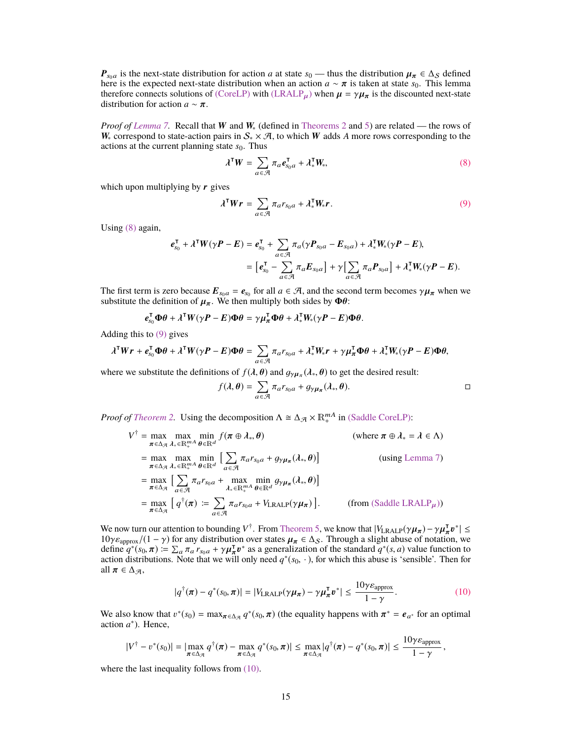$\boldsymbol{P}_{s_0 a}$ is the next-state distribution for action $a$ at state $s_0$ — thus the distribution $\boldsymbol{\mu}_{\boldsymbol{\pi}} \in \Delta_{\mathcal{S}}$ defined here is the expected next-state distribution when an action $a \sim \boldsymbol{\pi}$ is taken at state $s_0$. This lemma therefore connects solutions of (CoreLP) with (LRALP$_{\boldsymbol{\mu}}$) when $\boldsymbol{\mu} = \gamma \boldsymbol{\mu}_{\boldsymbol{\pi}}$ is the discounted next-state distribution for action $a \sim \boldsymbol{\pi}$.

*Proof of Lemma 7.* Recall that $\boldsymbol{W}$ and $\boldsymbol{W}_*$ (defined in Theorems 2 and 5) are related — the rows of $\boldsymbol{W}_*$ correspond to state-action pairs in $\mathcal{S}_* \times \mathcal{A}$, to which $\boldsymbol{W}$ adds $A$ more rows corresponding to the actions at the current planning state $s_0$. Thus

$$\boldsymbol{\lambda}^\mathsf{T} \boldsymbol{W} = \sum_{a \in \mathcal{A}} \pi_a \boldsymbol{e}_{s_0 a}^\mathsf{T} + \boldsymbol{\lambda}_*^\mathsf{T} \boldsymbol{W}_*, \tag{8}$$

which upon multiplying by $\boldsymbol{r}$ gives

$$\boldsymbol{\lambda}^\mathsf{T} \boldsymbol{W} \boldsymbol{r} = \sum_{a \in \mathcal{A}} \pi_a r_{s_0 a} + \boldsymbol{\lambda}_*^\mathsf{T} \boldsymbol{W}_* \boldsymbol{r}. \tag{9}$$

Using (8) again,

$$\begin{aligned}
\boldsymbol{e}_{s_0}^\mathsf{T} + \boldsymbol{\lambda}^\mathsf{T} \boldsymbol{W}(\gamma \boldsymbol{P} - \boldsymbol{E}) &= \boldsymbol{e}_{s_0}^\mathsf{T} + \sum_{a \in \mathcal{A}} \pi_a (\gamma \boldsymbol{P}_{s_0 a} - \boldsymbol{E}_{s_0 a}) + \boldsymbol{\lambda}_*^\mathsf{T} \boldsymbol{W}_* (\gamma \boldsymbol{P} - \boldsymbol{E}), \\
&= \Big[\boldsymbol{e}_{s_0}^\mathsf{T} - \sum_{a \in \mathcal{A}} \pi_a \boldsymbol{E}_{s_0 a}\Big] + \gamma \Big[\sum_{a \in \mathcal{A}} \pi_a \boldsymbol{P}_{s_0 a}\Big] + \boldsymbol{\lambda}_*^\mathsf{T} \boldsymbol{W}_* (\gamma \boldsymbol{P} - \boldsymbol{E}).
\end{aligned}$$

The first term is zero because $\boldsymbol{E}_{s_0 a} = \boldsymbol{e}_{s_0}$ for all $a \in \mathcal{A}$, and the second term becomes $\gamma \boldsymbol{\mu}_{\boldsymbol{\pi}}$ when we substitute the definition of $\boldsymbol{\mu}_{\boldsymbol{\pi}}$. We then multiply both sides by $\boldsymbol{\Phi}\boldsymbol{\theta}$:

$$\boldsymbol{e}_{s_0}^\mathsf{T} \boldsymbol{\Phi}\boldsymbol{\theta} + \boldsymbol{\lambda}^\mathsf{T} \boldsymbol{W}(\gamma \boldsymbol{P} - \boldsymbol{E}) \boldsymbol{\Phi}\boldsymbol{\theta} = \gamma \boldsymbol{\mu}_{\boldsymbol{\pi}}^\mathsf{T} \boldsymbol{\Phi}\boldsymbol{\theta} + \boldsymbol{\lambda}_*^\mathsf{T} \boldsymbol{W}_* (\gamma \boldsymbol{P} - \boldsymbol{E}) \boldsymbol{\Phi}\boldsymbol{\theta}.$$

Adding this to (9) gives

$$\boldsymbol{\lambda}^\mathsf{T} \boldsymbol{W} \boldsymbol{r} + \boldsymbol{e}_{s_0}^\mathsf{T} \boldsymbol{\Phi}\boldsymbol{\theta} + \boldsymbol{\lambda}^\mathsf{T} \boldsymbol{W}(\gamma \boldsymbol{P} - \boldsymbol{E}) \boldsymbol{\Phi}\boldsymbol{\theta} = \sum_{a \in \mathcal{A}} \pi_a r_{s_0 a} + \boldsymbol{\lambda}_*^\mathsf{T} \boldsymbol{W}_* \boldsymbol{r} + \gamma \boldsymbol{\mu}_{\boldsymbol{\pi}}^\mathsf{T} \boldsymbol{\Phi}\boldsymbol{\theta} + \boldsymbol{\lambda}_*^\mathsf{T} \boldsymbol{W}_* (\gamma \boldsymbol{P} - \boldsymbol{E}) \boldsymbol{\Phi}\boldsymbol{\theta},$$

where we substitute the definitions of $f(\boldsymbol{\lambda}, \boldsymbol{\theta})$ and $g_{\gamma \boldsymbol{\mu}_{\boldsymbol{\pi}}}(\boldsymbol{\lambda}_*, \boldsymbol{\theta})$ to get the desired result:

$$f(\boldsymbol{\lambda}, \boldsymbol{\theta}) = \sum_{a \in \mathcal{A}} \pi_a r_{s_0 a} + g_{\gamma \boldsymbol{\mu}_{\boldsymbol{\pi}}}(\boldsymbol{\lambda}_*, \boldsymbol{\theta}).$$

$\square$

*Proof of Theorem 2.* Using the decomposition $\Lambda \cong \Delta_{\mathcal{A}} \times \mathbb{R}_+^{mA}$ in (Saddle CoreLP):

$$\begin{aligned}
V^\dagger &= \max_{\boldsymbol{\pi} \in \Delta_{\mathcal{A}}} \max_{\boldsymbol{\lambda}_* \in \mathbb{R}_+^{mA}} \min_{\boldsymbol{\theta} \in \mathbb{R}^d} f(\boldsymbol{\pi} \oplus \boldsymbol{\lambda}_*, \boldsymbol{\theta}) && \text{(where } \boldsymbol{\pi} \oplus \boldsymbol{\lambda}_* = \boldsymbol{\lambda} \in \Lambda\text{)} \\
&= \max_{\boldsymbol{\pi} \in \Delta_{\mathcal{A}}} \max_{\boldsymbol{\lambda}_* \in \mathbb{R}_+^{mA}} \min_{\boldsymbol{\theta} \in \mathbb{R}^d} \Big[\sum_{a \in \mathcal{A}} \pi_a r_{s_0 a} + g_{\gamma \boldsymbol{\mu}_{\boldsymbol{\pi}}}(\boldsymbol{\lambda}_*, \boldsymbol{\theta})\Big] && \text{(using Lemma 7)} \\
&= \max_{\boldsymbol{\pi} \in \Delta_{\mathcal{A}}} \Big[\sum_{a \in \mathcal{A}} \pi_a r_{s_0 a} + \max_{\boldsymbol{\lambda}_* \in \mathbb{R}_+^{mA}} \min_{\boldsymbol{\theta} \in \mathbb{R}^d} g_{\gamma \boldsymbol{\mu}_{\boldsymbol{\pi}}}(\boldsymbol{\lambda}_*, \boldsymbol{\theta})\Big] \\
&= \max_{\boldsymbol{\pi} \in \Delta_{\mathcal{A}}} \Big[\, q^\dagger(\boldsymbol{\pi}) \coloneqq \sum_{a \in \mathcal{A}} \pi_a r_{s_0 a} + V_{\text{LRALP}}(\gamma \boldsymbol{\mu}_{\boldsymbol{\pi}})\Big]. && \text{(from (Saddle LRALP}_{\boldsymbol{\mu}}\text{))}
\end{aligned}$$

We now turn our attention to bounding $V^\dagger$. From Theorem 5, we know that $|V_{\text{LRALP}}(\gamma \boldsymbol{\mu}_{\boldsymbol{\pi}}) - \gamma \boldsymbol{\mu}_{\boldsymbol{\pi}}^\mathsf{T} \boldsymbol{v}^*| \leq 10\gamma \varepsilon_{\text{approx}}/(1-\gamma)$ for any distribution over states $\boldsymbol{\mu}_{\boldsymbol{\pi}} \in \Delta_{\mathcal{S}}$. Through a slight abuse of notation, we define $q^*(s_0, \boldsymbol{\pi}) \coloneqq \sum_a \pi_a r_{s_0 a} + \gamma \boldsymbol{\mu}_{\boldsymbol{\pi}}^\mathsf{T} \boldsymbol{v}^*$ as a generalization of the standard $q^*(s,a)$ value function to action distributions. Note that we will only need $q^*(s_0, \cdot)$, for which this abuse is 'sensible'. Then for all $\boldsymbol{\pi} \in \Delta_{\mathcal{A}}$,

$$|q^\dagger(\boldsymbol{\pi}) - q^*(s_0, \boldsymbol{\pi})| = |V_{\text{LRALP}}(\gamma \boldsymbol{\mu}_{\boldsymbol{\pi}}) - \gamma \boldsymbol{\mu}_{\boldsymbol{\pi}}^\mathsf{T} \boldsymbol{v}^*| \leq \frac{10\gamma \varepsilon_{\text{approx}}}{1-\gamma}. \tag{10}$$

We also know that $v^*(s_0) = \max_{\boldsymbol{\pi} \in \Delta_{\mathcal{A}}} q^*(s_0, \boldsymbol{\pi})$ (the equality happens with $\boldsymbol{\pi}^* = \boldsymbol{e}_{a^*}$ for an optimal action $a^*$). Hence,

$$|V^\dagger - v^*(s_0)| = |\max_{\boldsymbol{\pi} \in \Delta_{\mathcal{A}}} q^\dagger(\boldsymbol{\pi}) - \max_{\boldsymbol{\pi} \in \Delta_{\mathcal{A}}} q^*(s_0, \boldsymbol{\pi})| \leq \max_{\boldsymbol{\pi} \in \Delta_{\mathcal{A}}} |q^\dagger(\boldsymbol{\pi}) - q^*(s_0, \boldsymbol{\pi})| \leq \frac{10\gamma \varepsilon_{\text{approx}}}{1-\gamma},$$

where the last inequality follows from (10).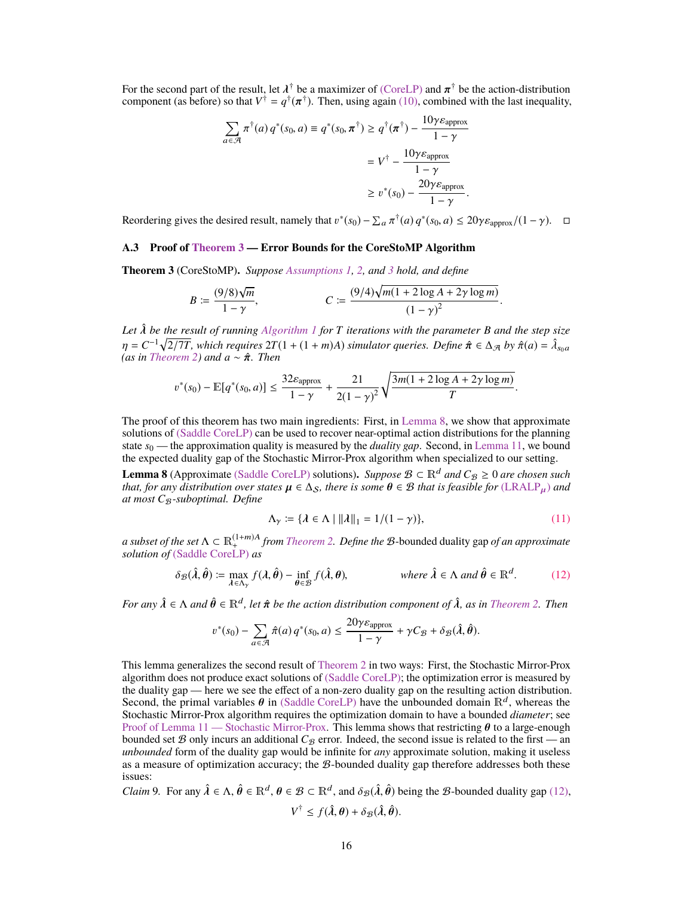For the second part of the result, let $\boldsymbol{\lambda}^\dagger$ be a maximizer of (CoreLP) and $\boldsymbol{\pi}^\dagger$ be the action-distribution component (as before) so that $V^\dagger = q^\dagger(\boldsymbol{\pi}^\dagger)$. Then, using again (10), combined with the last inequality,

$$\sum_{a\in\mathcal{A}} \pi^\dagger(a)\, q^*(s_0,a) \equiv q^*(s_0,\boldsymbol{\pi}^\dagger) \geq q^\dagger(\boldsymbol{\pi}^\dagger) - \frac{10\gamma\varepsilon_{\text{approx}}}{1-\gamma}$$
$$= V^\dagger - \frac{10\gamma\varepsilon_{\text{approx}}}{1-\gamma}$$
$$\geq v^*(s_0) - \frac{20\gamma\varepsilon_{\text{approx}}}{1-\gamma}.$$

Reordering gives the desired result, namely that $v^*(s_0) - \sum_a \pi^\dagger(a)\, q^*(s_0,a) \leq 20\gamma\varepsilon_{\text{approx}}/(1-\gamma)$. □

### A.3 Proof of Theorem 3 — Error Bounds for the CoreStoMP Algorithm

**Theorem 3** (CoreStoMP). *Suppose Assumptions 1, 2, and 3 hold, and define*

$$B := \frac{(9/8)\sqrt{m}}{1-\gamma}, \qquad\qquad C := \frac{(9/4)\sqrt{m(1+2\log A + 2\gamma\log m)}}{(1-\gamma)^2}.$$

*Let $\hat{\boldsymbol{\lambda}}$ be the result of running Algorithm 1 for $T$ iterations with the parameter $B$ and the step size $\eta = C^{-1}\sqrt{2/7T}$, which requires $2T(1+(1+m)A)$ simulator queries. Define $\hat{\boldsymbol{\pi}} \in \Delta_{\mathcal{A}}$ by $\hat{\pi}(a) = \hat{\lambda}_{s_0 a}$ (as in Theorem 2) and $a \sim \hat{\boldsymbol{\pi}}$. Then*

$$v^*(s_0) - \mathbb{E}[q^*(s_0,a)] \leq \frac{32\varepsilon_{\text{approx}}}{1-\gamma} + \frac{21}{2(1-\gamma)^2}\sqrt{\frac{3m(1+2\log A+2\gamma\log m)}{T}}.$$

The proof of this theorem has two main ingredients: First, in Lemma 8, we show that approximate solutions of (Saddle CoreLP) can be used to recover near-optimal action distributions for the planning state $s_0$ — the approximation quality is measured by the *duality gap*. Second, in Lemma 11, we bound the expected duality gap of the Stochastic Mirror-Prox algorithm when specialized to our setting.

**Lemma 8** (Approximate (Saddle CoreLP) solutions)**.** *Suppose $\mathcal{B} \subset \mathbb{R}^d$ and $C_{\mathcal{B}} \geq 0$ are chosen such that, for any distribution over states $\boldsymbol{\mu} \in \Delta_{\mathcal{S}}$, there is some $\boldsymbol{\theta} \in \mathcal{B}$ that is feasible for (LRALP$_{\boldsymbol{\mu}}$) and at most $C_{\mathcal{B}}$-suboptimal. Define*

$$\Lambda_\gamma := \{\boldsymbol{\lambda} \in \Lambda \mid \|\boldsymbol{\lambda}\|_1 = 1/(1-\gamma)\}, \tag{11}$$

*a subset of the set $\Lambda \subset \mathbb{R}_+^{(1+m)A}$ from Theorem 2. Define the $\mathcal{B}$*-bounded duality gap *of an approximate solution of (Saddle CoreLP) as*

$$\delta_{\mathcal{B}}(\hat{\boldsymbol{\lambda}},\hat{\boldsymbol{\theta}}) := \max_{\boldsymbol{\lambda}\in\Lambda_\gamma} f(\boldsymbol{\lambda},\hat{\boldsymbol{\theta}}) - \inf_{\boldsymbol{\theta}\in\mathcal{B}} f(\hat{\boldsymbol{\lambda}},\boldsymbol{\theta}), \qquad\qquad \text{where } \hat{\boldsymbol{\lambda}} \in \Lambda \text{ and } \hat{\boldsymbol{\theta}} \in \mathbb{R}^d. \tag{12}$$

*For any $\hat{\boldsymbol{\lambda}} \in \Lambda$ and $\hat{\boldsymbol{\theta}} \in \mathbb{R}^d$, let $\hat{\boldsymbol{\pi}}$ be the action distribution component of $\hat{\boldsymbol{\lambda}}$, as in Theorem 2. Then*

$$v^*(s_0) - \sum_{a\in\mathcal{A}} \hat{\pi}(a)\, q^*(s_0,a) \leq \frac{20\gamma\varepsilon_{\text{approx}}}{1-\gamma} + \gamma C_{\mathcal{B}} + \delta_{\mathcal{B}}(\hat{\boldsymbol{\lambda}},\hat{\boldsymbol{\theta}}).$$

This lemma generalizes the second result of Theorem 2 in two ways: First, the Stochastic Mirror-Prox algorithm does not produce exact solutions of (Saddle CoreLP); the optimization error is measured by the duality gap — here we see the effect of a non-zero duality gap on the resulting action distribution. Second, the primal variables $\boldsymbol{\theta}$ in (Saddle CoreLP) have the unbounded domain $\mathbb{R}^d$, whereas the Stochastic Mirror-Prox algorithm requires the optimization domain to have a bounded *diameter*; see Proof of Lemma 11 — Stochastic Mirror-Prox. This lemma shows that restricting $\boldsymbol{\theta}$ to a large-enough bounded set $\mathcal{B}$ only incurs an additional $C_{\mathcal{B}}$ error. Indeed, the second issue is related to the first — an *unbounded* form of the duality gap would be infinite for *any* approximate solution, making it useless as a measure of optimization accuracy; the $\mathcal{B}$-bounded duality gap therefore addresses both these issues:

*Claim* 9. For any $\hat{\boldsymbol{\lambda}} \in \Lambda$, $\hat{\boldsymbol{\theta}} \in \mathbb{R}^d$, $\boldsymbol{\theta} \in \mathcal{B} \subset \mathbb{R}^d$, and $\delta_{\mathcal{B}}(\hat{\boldsymbol{\lambda}},\hat{\boldsymbol{\theta}})$ being the $\mathcal{B}$-bounded duality gap (12),

$$V^\dagger \leq f(\hat{\boldsymbol{\lambda}},\boldsymbol{\theta}) + \delta_{\mathcal{B}}(\hat{\boldsymbol{\lambda}},\hat{\boldsymbol{\theta}}).$$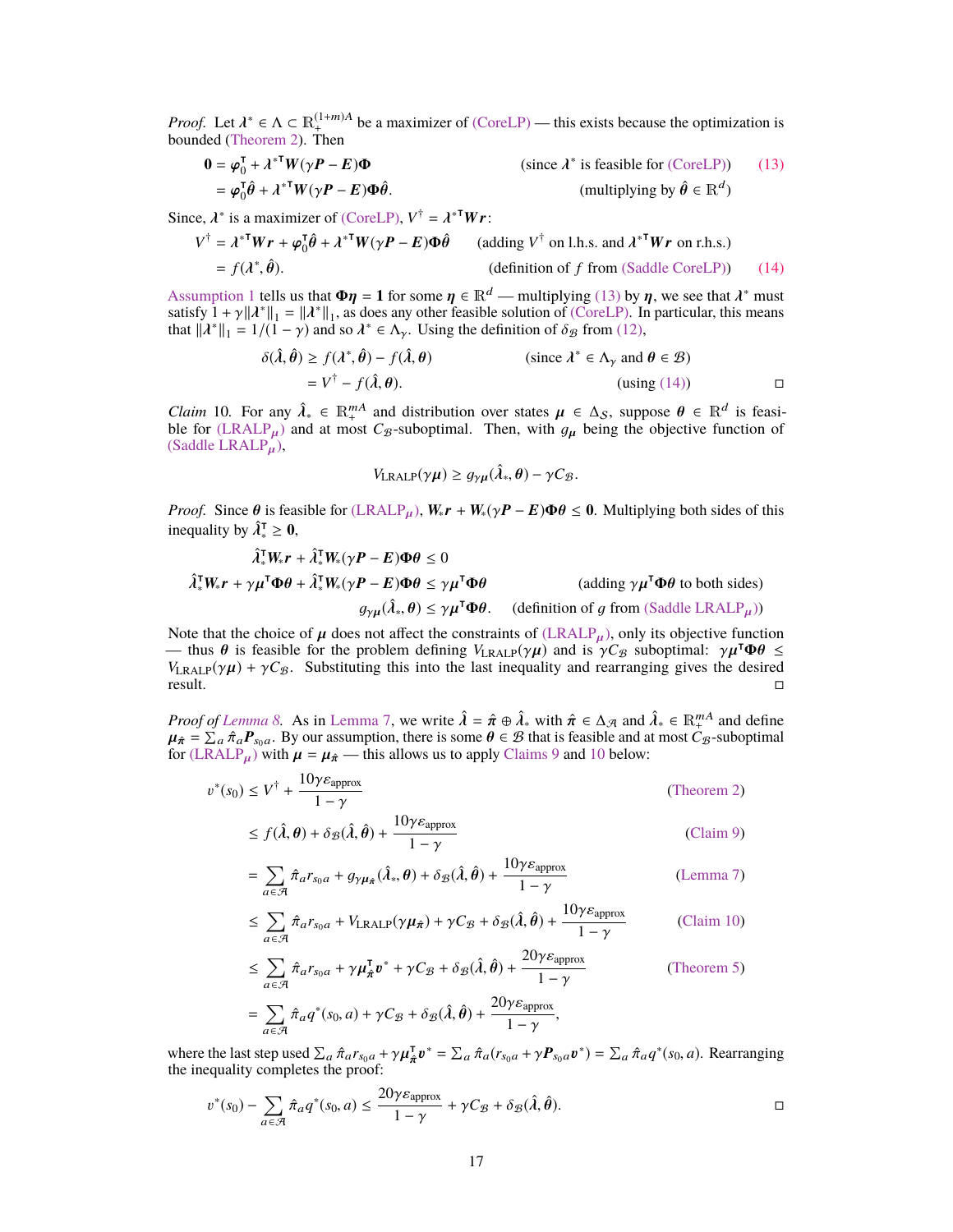*Proof.* Let $\lambda^* \in \Lambda \subset \mathbb{R}_+^{(1+m)A}$ be a maximizer of (CoreLP) — this exists because the optimization is bounded (Theorem 2). Then

$$\begin{aligned}
\mathbf{0} &= \boldsymbol{\varphi}_0^\intercal + \boldsymbol{\lambda}^{*\intercal} \boldsymbol{W}(\gamma \boldsymbol{P} - \boldsymbol{E})\boldsymbol{\Phi} && \text{(since } \lambda^* \text{ is feasible for (CoreLP))} \quad (13)\\
&= \boldsymbol{\varphi}_0^\intercal \hat{\boldsymbol{\theta}} + \boldsymbol{\lambda}^{*\intercal} \boldsymbol{W}(\gamma \boldsymbol{P} - \boldsymbol{E})\boldsymbol{\Phi}\hat{\boldsymbol{\theta}}. && \text{(multiplying by } \hat{\boldsymbol{\theta}} \in \mathbb{R}^d)
\end{aligned}$$

Since, $\lambda^*$ is a maximizer of (CoreLP), $V^\dagger = \boldsymbol{\lambda}^{*\intercal}\boldsymbol{W}\boldsymbol{r}$:

$$\begin{aligned}
V^\dagger &= \boldsymbol{\lambda}^{*\intercal}\boldsymbol{W}\boldsymbol{r} + \boldsymbol{\varphi}_0^\intercal \hat{\boldsymbol{\theta}} + \boldsymbol{\lambda}^{*\intercal} \boldsymbol{W}(\gamma \boldsymbol{P} - \boldsymbol{E})\boldsymbol{\Phi}\hat{\boldsymbol{\theta}} && \text{(adding } V^\dagger \text{ on l.h.s. and } \boldsymbol{\lambda}^{*\intercal}\boldsymbol{W}\boldsymbol{r} \text{ on r.h.s.)}\\
&= f(\boldsymbol{\lambda}^*, \hat{\boldsymbol{\theta}}). && \text{(definition of } f \text{ from (Saddle CoreLP))} \quad (14)
\end{aligned}$$

Assumption 1 tells us that $\boldsymbol{\Phi}\boldsymbol{\eta} = \mathbf{1}$ for some $\boldsymbol{\eta} \in \mathbb{R}^d$ — multiplying (13) by $\boldsymbol{\eta}$, we see that $\lambda^*$ must satisfy $1 + \gamma\|\boldsymbol{\lambda}^*\|_1 = \|\boldsymbol{\lambda}^*\|_1$, as does any other feasible solution of (CoreLP). In particular, this means that $\|\boldsymbol{\lambda}^*\|_1 = 1/(1-\gamma)$ and so $\boldsymbol{\lambda}^* \in \Lambda_\gamma$. Using the definition of $\delta_{\mathcal{B}}$ from (12),

$$\begin{aligned}
\delta(\hat{\boldsymbol{\lambda}}, \hat{\boldsymbol{\theta}}) &\geq f(\boldsymbol{\lambda}^*, \hat{\boldsymbol{\theta}}) - f(\hat{\boldsymbol{\lambda}}, \boldsymbol{\theta}) && \text{(since } \boldsymbol{\lambda}^* \in \Lambda_\gamma \text{ and } \boldsymbol{\theta} \in \mathcal{B})\\
&= V^\dagger - f(\hat{\boldsymbol{\lambda}}, \boldsymbol{\theta}). && \text{(using (14))}
\end{aligned}$$

◻

*Claim* 10. For any $\hat{\boldsymbol{\lambda}}_* \in \mathbb{R}_+^{mA}$ and distribution over states $\boldsymbol{\mu} \in \Delta_{\mathcal{S}}$, suppose $\boldsymbol{\theta} \in \mathbb{R}^d$ is feasible for (LRALP$_{\boldsymbol{\mu}}$) and at most $C_{\mathcal{B}}$-suboptimal. Then, with $g_{\boldsymbol{\mu}}$ being the objective function of (Saddle LRALP$_{\boldsymbol{\mu}}$),

$$V_{\text{LRALP}}(\gamma\boldsymbol{\mu}) \geq g_{\gamma\boldsymbol{\mu}}(\hat{\boldsymbol{\lambda}}_*, \boldsymbol{\theta}) - \gamma C_{\mathcal{B}}.$$

*Proof.* Since $\boldsymbol{\theta}$ is feasible for (LRALP$_{\boldsymbol{\mu}}$), $\boldsymbol{W}_*\boldsymbol{r} + \boldsymbol{W}_*(\gamma\boldsymbol{P} - \boldsymbol{E})\boldsymbol{\Phi}\boldsymbol{\theta} \leq \mathbf{0}$. Multiplying both sides of this inequality by $\hat{\boldsymbol{\lambda}}_*^\intercal \geq \mathbf{0}$,

$$\begin{aligned}
\hat{\boldsymbol{\lambda}}_*^\intercal\boldsymbol{W}_*\boldsymbol{r} + \hat{\boldsymbol{\lambda}}_*^\intercal\boldsymbol{W}_*(\gamma\boldsymbol{P} - \boldsymbol{E})\boldsymbol{\Phi}\boldsymbol{\theta} &\leq 0\\
\hat{\boldsymbol{\lambda}}_*^\intercal\boldsymbol{W}_*\boldsymbol{r} + \gamma\boldsymbol{\mu}^\intercal\boldsymbol{\Phi}\boldsymbol{\theta} + \hat{\boldsymbol{\lambda}}_*^\intercal\boldsymbol{W}_*(\gamma\boldsymbol{P} - \boldsymbol{E})\boldsymbol{\Phi}\boldsymbol{\theta} &\leq \gamma\boldsymbol{\mu}^\intercal\boldsymbol{\Phi}\boldsymbol{\theta} && \text{(adding } \gamma\boldsymbol{\mu}^\intercal\boldsymbol{\Phi}\boldsymbol{\theta} \text{ to both sides)}\\
g_{\gamma\boldsymbol{\mu}}(\hat{\boldsymbol{\lambda}}_*, \boldsymbol{\theta}) &\leq \gamma\boldsymbol{\mu}^\intercal\boldsymbol{\Phi}\boldsymbol{\theta}. && \text{(definition of } g \text{ from (Saddle LRALP}_{\boldsymbol{\mu}}))
\end{aligned}$$

Note that the choice of $\boldsymbol{\mu}$ does not affect the constraints of (LRALP$_{\boldsymbol{\mu}}$), only its objective function — thus $\boldsymbol{\theta}$ is feasible for the problem defining $V_{\text{LRALP}}(\gamma\boldsymbol{\mu})$ and is $\gamma C_{\mathcal{B}}$ suboptimal: $\gamma\boldsymbol{\mu}^\intercal\boldsymbol{\Phi}\boldsymbol{\theta} \leq V_{\text{LRALP}}(\gamma\boldsymbol{\mu}) + \gamma C_{\mathcal{B}}$. Substituting this into the last inequality and rearranging gives the desired result. ◻

*Proof of Lemma 8.* As in Lemma 7, we write $\hat{\boldsymbol{\lambda}} = \hat{\boldsymbol{\pi}} \oplus \hat{\boldsymbol{\lambda}}_*$ with $\hat{\boldsymbol{\pi}} \in \Delta_{\mathcal{A}}$ and $\hat{\boldsymbol{\lambda}}_* \in \mathbb{R}_+^{mA}$ and define $\boldsymbol{\mu}_{\hat{\boldsymbol{\pi}}} = \sum_a \hat{\pi}_a \boldsymbol{P}_{s_0 a}$. By our assumption, there is some $\boldsymbol{\theta} \in \mathcal{B}$ that is feasible and at most $C_{\mathcal{B}}$-suboptimal for (LRALP$_{\boldsymbol{\mu}}$) with $\boldsymbol{\mu} = \boldsymbol{\mu}_{\hat{\boldsymbol{\pi}}}$ — this allows us to apply Claims 9 and 10 below:

$$\begin{aligned}
v^*(s_0) &\leq V^\dagger + \frac{10\gamma\varepsilon_{\text{approx}}}{1-\gamma} && \text{(Theorem 2)}\\
&\leq f(\hat{\boldsymbol{\lambda}}, \boldsymbol{\theta}) + \delta_{\mathcal{B}}(\hat{\boldsymbol{\lambda}}, \hat{\boldsymbol{\theta}}) + \frac{10\gamma\varepsilon_{\text{approx}}}{1-\gamma} && \text{(Claim 9)}\\
&= \sum_{a\in\mathcal{A}} \hat{\pi}_a r_{s_0 a} + g_{\gamma\boldsymbol{\mu}_{\hat{\boldsymbol{\pi}}}}(\hat{\boldsymbol{\lambda}}_*, \boldsymbol{\theta}) + \delta_{\mathcal{B}}(\hat{\boldsymbol{\lambda}}, \hat{\boldsymbol{\theta}}) + \frac{10\gamma\varepsilon_{\text{approx}}}{1-\gamma} && \text{(Lemma 7)}\\
&\leq \sum_{a\in\mathcal{A}} \hat{\pi}_a r_{s_0 a} + V_{\text{LRALP}}(\gamma\boldsymbol{\mu}_{\hat{\boldsymbol{\pi}}}) + \gamma C_{\mathcal{B}} + \delta_{\mathcal{B}}(\hat{\boldsymbol{\lambda}}, \hat{\boldsymbol{\theta}}) + \frac{10\gamma\varepsilon_{\text{approx}}}{1-\gamma} && \text{(Claim 10)}\\
&\leq \sum_{a\in\mathcal{A}} \hat{\pi}_a r_{s_0 a} + \gamma\boldsymbol{\mu}_{\hat{\boldsymbol{\pi}}}^\intercal \boldsymbol{v}^* + \gamma C_{\mathcal{B}} + \delta_{\mathcal{B}}(\hat{\boldsymbol{\lambda}}, \hat{\boldsymbol{\theta}}) + \frac{20\gamma\varepsilon_{\text{approx}}}{1-\gamma} && \text{(Theorem 5)}\\
&= \sum_{a\in\mathcal{A}} \hat{\pi}_a q^*(s_0, a) + \gamma C_{\mathcal{B}} + \delta_{\mathcal{B}}(\hat{\boldsymbol{\lambda}}, \hat{\boldsymbol{\theta}}) + \frac{20\gamma\varepsilon_{\text{approx}}}{1-\gamma},
\end{aligned}$$

where the last step used $\sum_a \hat{\pi}_a r_{s_0 a} + \gamma\boldsymbol{\mu}_{\hat{\boldsymbol{\pi}}}^\intercal \boldsymbol{v}^* = \sum_a \hat{\pi}_a (r_{s_0 a} + \gamma \boldsymbol{P}_{s_0 a}\boldsymbol{v}^*) = \sum_a \hat{\pi}_a q^*(s_0, a)$. Rearranging the inequality completes the proof:

$$v^*(s_0) - \sum_{a\in\mathcal{A}} \hat{\pi}_a q^*(s_0, a) \leq \frac{20\gamma\varepsilon_{\text{approx}}}{1-\gamma} + \gamma C_{\mathcal{B}} + \delta_{\mathcal{B}}(\hat{\boldsymbol{\lambda}}, \hat{\boldsymbol{\theta}}).$$

◻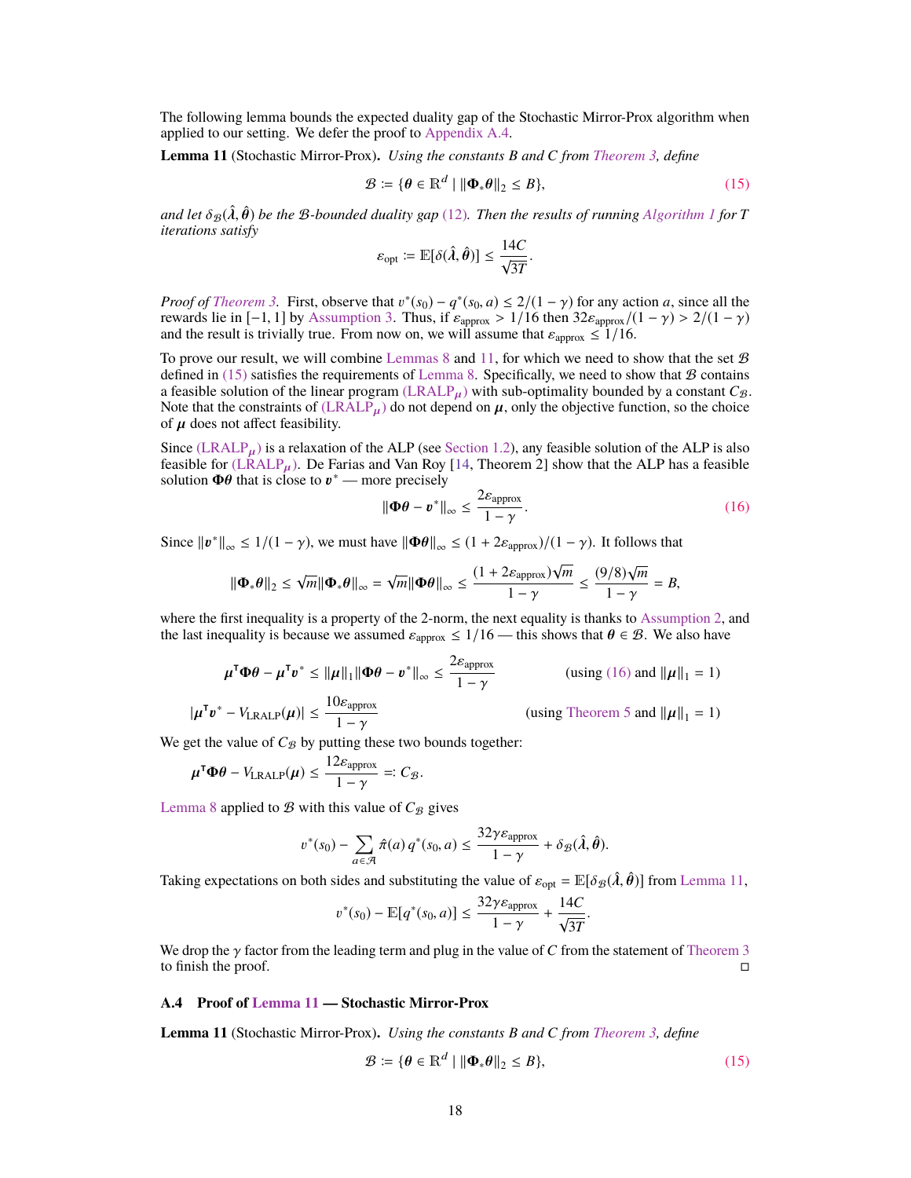The following lemma bounds the expected duality gap of the Stochastic Mirror-Prox algorithm when applied to our setting. We defer the proof to Appendix A.4.

**Lemma 11** (Stochastic Mirror-Prox)**.** *Using the constants B and C from Theorem 3, define*

$$\mathcal{B} := \{\boldsymbol{\theta} \in \mathbb{R}^d \mid \|\boldsymbol{\Phi}_* \boldsymbol{\theta}\|_2 \le B\}, \tag{15}$$

*and let $\delta_{\mathcal{B}}(\hat{\boldsymbol{\lambda}}, \hat{\boldsymbol{\theta}})$ be the $\mathcal{B}$-bounded duality gap (12). Then the results of running Algorithm 1 for T iterations satisfy*

$$\varepsilon_{\text{opt}} := \mathbb{E}[\delta(\hat{\boldsymbol{\lambda}}, \hat{\boldsymbol{\theta}})] \le \frac{14C}{\sqrt{3T}}.$$

*Proof of Theorem 3.* First, observe that $v^*(s_0) - q^*(s_0, a) \le 2/(1-\gamma)$ for any action $a$, since all the rewards lie in $[-1, 1]$ by Assumption 3. Thus, if $\varepsilon_{\text{approx}} > 1/16$ then $32\varepsilon_{\text{approx}}/(1-\gamma) > 2/(1-\gamma)$ and the result is trivially true. From now on, we will assume that $\varepsilon_{\text{approx}} \le 1/16$.

To prove our result, we will combine Lemmas 8 and 11, for which we need to show that the set $\mathcal{B}$ defined in (15) satisfies the requirements of Lemma 8. Specifically, we need to show that $\mathcal{B}$ contains a feasible solution of the linear program (LRALP$_{\boldsymbol{\mu}}$) with sub-optimality bounded by a constant $C_{\mathcal{B}}$. Note that the constraints of (LRALP$_{\boldsymbol{\mu}}$) do not depend on $\boldsymbol{\mu}$, only the objective function, so the choice of $\boldsymbol{\mu}$ does not affect feasibility.

Since (LRALP$_{\boldsymbol{\mu}}$) is a relaxation of the ALP (see Section 1.2), any feasible solution of the ALP is also feasible for (LRALP$_{\boldsymbol{\mu}}$). De Farias and Van Roy [14, Theorem 2] show that the ALP has a feasible solution $\boldsymbol{\Phi\theta}$ that is close to $\boldsymbol{v}^*$ — more precisely

$$\|\boldsymbol{\Phi\theta} - \boldsymbol{v}^*\|_\infty \le \frac{2\varepsilon_{\text{approx}}}{1-\gamma}. \tag{16}$$

Since $\|\boldsymbol{v}^*\|_\infty \le 1/(1-\gamma)$, we must have $\|\boldsymbol{\Phi\theta}\|_\infty \le (1 + 2\varepsilon_{\text{approx}})/(1-\gamma)$. It follows that

$$\|\boldsymbol{\Phi}_*\boldsymbol{\theta}\|_2 \le \sqrt{m}\|\boldsymbol{\Phi}_*\boldsymbol{\theta}\|_\infty = \sqrt{m}\|\boldsymbol{\Phi\theta}\|_\infty \le \frac{(1+2\varepsilon_{\text{approx}})\sqrt{m}}{1-\gamma} \le \frac{(9/8)\sqrt{m}}{1-\gamma} = B,$$

where the first inequality is a property of the 2-norm, the next equality is thanks to Assumption 2, and the last inequality is because we assumed $\varepsilon_{\text{approx}} \le 1/16$ — this shows that $\boldsymbol{\theta} \in \mathcal{B}$. We also have

$$\boldsymbol{\mu}^\mathsf{T}\boldsymbol{\Phi\theta} - \boldsymbol{\mu}^\mathsf{T}\boldsymbol{v}^* \le \|\boldsymbol{\mu}\|_1\|\boldsymbol{\Phi\theta} - \boldsymbol{v}^*\|_\infty \le \frac{2\varepsilon_{\text{approx}}}{1-\gamma} \qquad \text{(using (16) and } \|\boldsymbol{\mu}\|_1 = 1\text{)}$$

$$|\boldsymbol{\mu}^\mathsf{T}\boldsymbol{v}^* - V_{\text{LRALP}}(\boldsymbol{\mu})| \le \frac{10\varepsilon_{\text{approx}}}{1-\gamma} \qquad \text{(using Theorem 5 and } \|\boldsymbol{\mu}\|_1 = 1\text{)}$$

We get the value of $C_{\mathcal{B}}$ by putting these two bounds together:

$$\boldsymbol{\mu}^\mathsf{T}\boldsymbol{\Phi\theta} - V_{\text{LRALP}}(\boldsymbol{\mu}) \le \frac{12\varepsilon_{\text{approx}}}{1-\gamma} =: C_{\mathcal{B}}.$$

Lemma 8 applied to $\mathcal{B}$ with this value of $C_{\mathcal{B}}$ gives

$$v^*(s_0) - \sum_{a \in \mathcal{A}} \hat{\pi}(a)\, q^*(s_0, a) \le \frac{32\gamma\varepsilon_{\text{approx}}}{1-\gamma} + \delta_{\mathcal{B}}(\hat{\boldsymbol{\lambda}}, \hat{\boldsymbol{\theta}}).$$

Taking expectations on both sides and substituting the value of $\varepsilon_{\text{opt}} = \mathbb{E}[\delta_{\mathcal{B}}(\hat{\boldsymbol{\lambda}}, \hat{\boldsymbol{\theta}})]$ from Lemma 11,

$$v^*(s_0) - \mathbb{E}[q^*(s_0, a)] \le \frac{32\gamma\varepsilon_{\text{approx}}}{1-\gamma} + \frac{14C}{\sqrt{3T}}.$$

We drop the $\gamma$ factor from the leading term and plug in the value of $C$ from the statement of Theorem 3 to finish the proof. ◻

### A.4 Proof of Lemma 11 — Stochastic Mirror-Prox

**Lemma 11** (Stochastic Mirror-Prox)**.** *Using the constants B and C from Theorem 3, define*

$$\mathcal{B} := \{\boldsymbol{\theta} \in \mathbb{R}^d \mid \|\boldsymbol{\Phi}_* \boldsymbol{\theta}\|_2 \le B\}, \tag{15}$$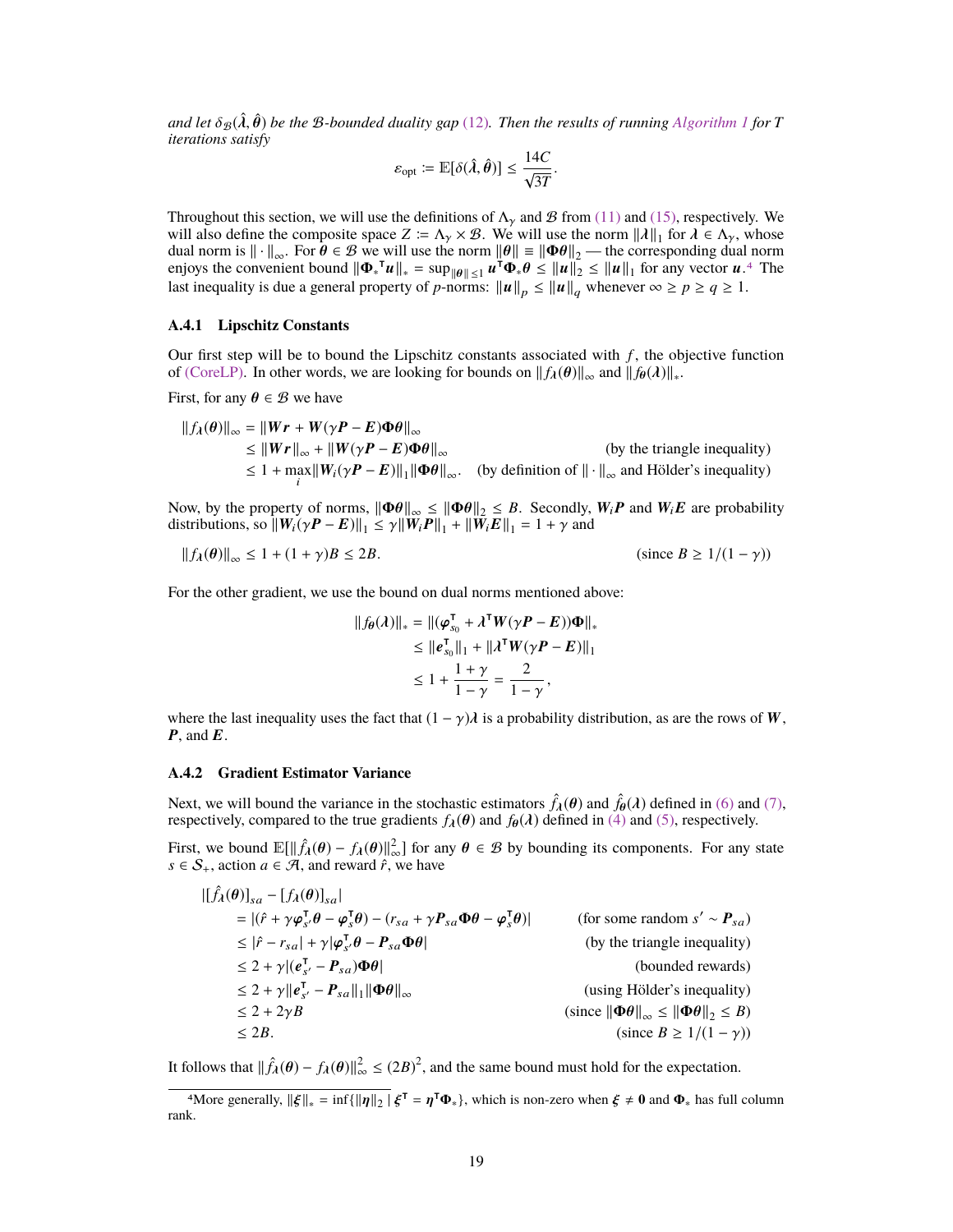*and let $\delta_{\mathcal{B}}(\hat{\lambda}, \hat{\theta})$ be the $\mathcal{B}$-bounded duality gap (12). Then the results of running Algorithm 1 for $T$ iterations satisfy*

$$\varepsilon_{\text{opt}} := \mathbb{E}[\delta(\hat{\lambda}, \hat{\theta})] \leq \frac{14C}{\sqrt{3T}}.$$

Throughout this section, we will use the definitions of $\Lambda_\gamma$ and $\mathcal{B}$ from (11) and (15), respectively. We will also define the composite space $Z := \Lambda_\gamma \times \mathcal{B}$. We will use the norm $\|\boldsymbol{\lambda}\|_1$ for $\lambda \in \Lambda_\gamma$, whose dual norm is $\|\cdot\|_\infty$. For $\boldsymbol{\theta} \in \mathcal{B}$ we will use the norm $\|\boldsymbol{\theta}\| \equiv \|\boldsymbol{\Phi\theta}\|_2$ — the corresponding dual norm enjoys the convenient bound $\|\boldsymbol{\Phi_*}^\intercal \boldsymbol{u}\|_* = \sup_{\|\boldsymbol{\theta}\| \leq 1} \boldsymbol{u}^\intercal \boldsymbol{\Phi}_* \boldsymbol{\theta} \leq \|\boldsymbol{u}\|_2 \leq \|\boldsymbol{u}\|_1$ for any vector $\boldsymbol{u}$.[4] The last inequality is due a general property of $p$-norms: $\|\boldsymbol{u}\|_p \leq \|\boldsymbol{u}\|_q$ whenever $\infty \geq p \geq q \geq 1$.

### A.4.1 Lipschitz Constants

Our first step will be to bound the Lipschitz constants associated with $f$, the objective function of (CoreLP). In other words, we are looking for bounds on $\|f_{\boldsymbol{\lambda}}(\boldsymbol{\theta})\|_\infty$ and $\|f_{\boldsymbol{\theta}}(\boldsymbol{\lambda})\|_*$.

First, for any $\boldsymbol{\theta} \in \mathcal{B}$ we have

$$\begin{aligned}
\|f_{\boldsymbol{\lambda}}(\boldsymbol{\theta})\|_\infty &= \|\boldsymbol{W}\boldsymbol{r} + \boldsymbol{W}(\gamma\boldsymbol{P} - \boldsymbol{E})\boldsymbol{\Phi\theta}\|_\infty \\
&\leq \|\boldsymbol{W}\boldsymbol{r}\|_\infty + \|\boldsymbol{W}(\gamma\boldsymbol{P} - \boldsymbol{E})\boldsymbol{\Phi\theta}\|_\infty && \text{(by the triangle inequality)} \\
&\leq 1 + \max_i \|\boldsymbol{W}_i(\gamma\boldsymbol{P} - \boldsymbol{E})\|_1 \|\boldsymbol{\Phi\theta}\|_\infty. && \text{(by definition of } \|\cdot\|_\infty \text{ and Hölder's inequality)}
\end{aligned}$$

Now, by the property of norms, $\|\boldsymbol{\Phi\theta}\|_\infty \leq \|\boldsymbol{\Phi\theta}\|_2 \leq B$. Secondly, $\boldsymbol{W}_i\boldsymbol{P}$ and $\boldsymbol{W}_i\boldsymbol{E}$ are probability distributions, so $\|\boldsymbol{W}_i(\gamma\boldsymbol{P} - \boldsymbol{E})\|_1 \leq \gamma\|\boldsymbol{W}_i\boldsymbol{P}\|_1 + \|\boldsymbol{W}_i\boldsymbol{E}\|_1 = 1 + \gamma$ and

$$\|f_{\boldsymbol{\lambda}}(\boldsymbol{\theta})\|_\infty \leq 1 + (1+\gamma)B \leq 2B. \qquad \text{(since } B \geq 1/(1-\gamma)\text{)}$$

For the other gradient, we use the bound on dual norms mentioned above:

$$\begin{aligned}
\|f_{\boldsymbol{\theta}}(\boldsymbol{\lambda})\|_* &= \|(\boldsymbol{\varphi}_{s_0}^\intercal + \boldsymbol{\lambda}^\intercal \boldsymbol{W}(\gamma\boldsymbol{P} - \boldsymbol{E}))\boldsymbol{\Phi}\|_* \\
&\leq \|\boldsymbol{e}_{s_0}^\intercal\|_1 + \|\boldsymbol{\lambda}^\intercal \boldsymbol{W}(\gamma\boldsymbol{P} - \boldsymbol{E})\|_1 \\
&\leq 1 + \frac{1+\gamma}{1-\gamma} = \frac{2}{1-\gamma},
\end{aligned}$$

where the last inequality uses the fact that $(1-\gamma)\boldsymbol{\lambda}$ is a probability distribution, as are the rows of $\boldsymbol{W}$, $\boldsymbol{P}$, and $\boldsymbol{E}$.

### A.4.2 Gradient Estimator Variance

Next, we will bound the variance in the stochastic estimators $\hat{f}_{\boldsymbol{\lambda}}(\boldsymbol{\theta})$ and $\hat{f}_{\boldsymbol{\theta}}(\boldsymbol{\lambda})$ defined in (6) and (7), respectively, compared to the true gradients $f_{\boldsymbol{\lambda}}(\boldsymbol{\theta})$ and $f_{\boldsymbol{\theta}}(\boldsymbol{\lambda})$ defined in (4) and (5), respectively.

First, we bound $\mathbb{E}[\|\hat{f}_{\boldsymbol{\lambda}}(\boldsymbol{\theta}) - f_{\boldsymbol{\lambda}}(\boldsymbol{\theta})\|_\infty^2]$ for any $\boldsymbol{\theta} \in \mathcal{B}$ by bounding its components. For any state $s \in \mathcal{S}_+$, action $a \in \mathcal{A}$, and reward $\hat{r}$, we have

$$\begin{aligned}
|[\hat{f}_{\boldsymbol{\lambda}}(\boldsymbol{\theta})]_{sa} &- [f_{\boldsymbol{\lambda}}(\boldsymbol{\theta})]_{sa}| \\
&= |(\hat{r} + \gamma\boldsymbol{\varphi}_{s'}^\intercal\boldsymbol{\theta} - \boldsymbol{\varphi}_s^\intercal\boldsymbol{\theta}) - (r_{sa} + \gamma\boldsymbol{P}_{sa}\boldsymbol{\Phi\theta} - \boldsymbol{\varphi}_s^\intercal\boldsymbol{\theta})| && \text{(for some random } s' \sim \boldsymbol{P}_{sa}\text{)} \\
&\leq |\hat{r} - r_{sa}| + \gamma|\boldsymbol{\varphi}_{s'}^\intercal\boldsymbol{\theta} - \boldsymbol{P}_{sa}\boldsymbol{\Phi\theta}| && \text{(by the triangle inequality)} \\
&\leq 2 + \gamma|(\boldsymbol{e}_{s'}^\intercal - \boldsymbol{P}_{sa})\boldsymbol{\Phi\theta}| && \text{(bounded rewards)} \\
&\leq 2 + \gamma\|\boldsymbol{e}_{s'}^\intercal - \boldsymbol{P}_{sa}\|_1 \|\boldsymbol{\Phi\theta}\|_\infty && \text{(using Hölder's inequality)} \\
&\leq 2 + 2\gamma B && \text{(since } \|\boldsymbol{\Phi\theta}\|_\infty \leq \|\boldsymbol{\Phi\theta}\|_2 \leq B\text{)} \\
&\leq 2B. && \text{(since } B \geq 1/(1-\gamma)\text{)}
\end{aligned}$$

It follows that $\|\hat{f}_{\boldsymbol{\lambda}}(\boldsymbol{\theta}) - f_{\boldsymbol{\lambda}}(\boldsymbol{\theta})\|_\infty^2 \leq (2B)^2$, and the same bound must hold for the expectation.

[4] More generally, $\|\boldsymbol{\xi}\|_* = \inf\{\|\boldsymbol{\eta}\|_2 \mid \boldsymbol{\xi}^\intercal = \boldsymbol{\eta}^\intercal\boldsymbol{\Phi}_*\}$, which is non-zero when $\boldsymbol{\xi} \neq \boldsymbol{0}$ and $\boldsymbol{\Phi}_*$ has full column rank.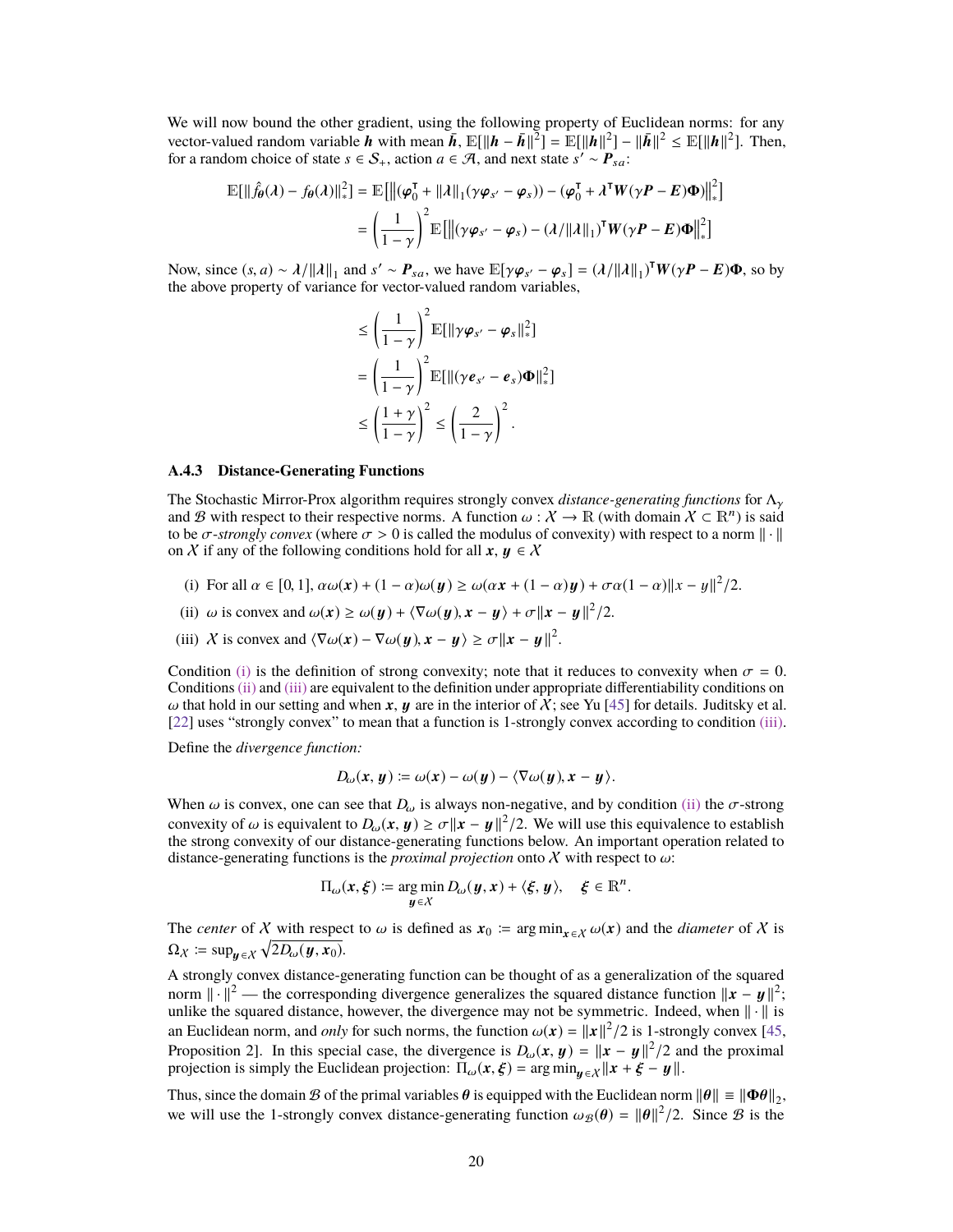We will now bound the other gradient, using the following property of Euclidean norms: for any vector-valued random variable $\boldsymbol{h}$ with mean $\bar{\boldsymbol{h}}$, $\mathbb{E}[\|\boldsymbol{h} - \bar{\boldsymbol{h}}\|^2] = \mathbb{E}[\|\boldsymbol{h}\|^2] - \|\bar{\boldsymbol{h}}\|^2 \le \mathbb{E}[\|\boldsymbol{h}\|^2]$. Then, for a random choice of state $s \in \mathcal{S}_+$, action $a \in \mathcal{A}$, and next state $s' \sim \boldsymbol{P}_{sa}$:

$$
\begin{aligned}
\mathbb{E}[\|\hat{f}_{\boldsymbol{\theta}}(\boldsymbol{\lambda}) - f_{\boldsymbol{\theta}}(\boldsymbol{\lambda})\|_*^2] &= \mathbb{E}\big[\big\|(\boldsymbol{\varphi}_0^\intercal + \|\boldsymbol{\lambda}\|_1(\gamma\boldsymbol{\varphi}_{s'} - \boldsymbol{\varphi}_s)) - (\boldsymbol{\varphi}_0^\intercal + \boldsymbol{\lambda}^\intercal \boldsymbol{W}(\gamma\boldsymbol{P} - \boldsymbol{E})\boldsymbol{\Phi})\big\|_*^2\big] \\
&= \left(\frac{1}{1-\gamma}\right)^2 \mathbb{E}\big[\big\|(\gamma\boldsymbol{\varphi}_{s'} - \boldsymbol{\varphi}_s) - (\boldsymbol{\lambda}/\|\boldsymbol{\lambda}\|_1)^\intercal \boldsymbol{W}(\gamma\boldsymbol{P} - \boldsymbol{E})\boldsymbol{\Phi}\big\|_*^2\big]
\end{aligned}
$$

Now, since $(s, a) \sim \boldsymbol{\lambda}/\|\boldsymbol{\lambda}\|_1$ and $s' \sim \boldsymbol{P}_{sa}$, we have $\mathbb{E}[\gamma\boldsymbol{\varphi}_{s'} - \boldsymbol{\varphi}_s] = (\boldsymbol{\lambda}/\|\boldsymbol{\lambda}\|_1)^\intercal \boldsymbol{W}(\gamma\boldsymbol{P} - \boldsymbol{E})\boldsymbol{\Phi}$, so by the above property of variance for vector-valued random variables,

$$
\begin{aligned}
&\le \left(\frac{1}{1-\gamma}\right)^2 \mathbb{E}[\|\gamma\boldsymbol{\varphi}_{s'} - \boldsymbol{\varphi}_s\|_*^2] \\
&= \left(\frac{1}{1-\gamma}\right)^2 \mathbb{E}[\|(\gamma\boldsymbol{e}_{s'} - \boldsymbol{e}_s)\boldsymbol{\Phi}\|_*^2] \\
&\le \left(\frac{1+\gamma}{1-\gamma}\right)^2 \le \left(\frac{2}{1-\gamma}\right)^2.
\end{aligned}
$$

### A.4.3 Distance-Generating Functions

The Stochastic Mirror-Prox algorithm requires strongly convex *distance-generating functions* for $\Lambda_\gamma$ and $\mathcal{B}$ with respect to their respective norms. A function $\omega : \mathcal{X} \to \mathbb{R}$ (with domain $\mathcal{X} \subset \mathbb{R}^n$) is said to be $\sigma$*-strongly convex* (where $\sigma > 0$ is called the modulus of convexity) with respect to a norm $\|\cdot\|$ on $\mathcal{X}$ if any of the following conditions hold for all $\boldsymbol{x}, \boldsymbol{y} \in \mathcal{X}$

(i) For all $\alpha \in [0, 1]$, $\alpha\omega(\boldsymbol{x}) + (1-\alpha)\omega(\boldsymbol{y}) \ge \omega(\alpha\boldsymbol{x} + (1-\alpha)\boldsymbol{y}) + \sigma\alpha(1-\alpha)\|x - y\|^2/2$.

(ii) $\omega$ is convex and $\omega(\boldsymbol{x}) \ge \omega(\boldsymbol{y}) + \langle \nabla\omega(\boldsymbol{y}), \boldsymbol{x} - \boldsymbol{y}\rangle + \sigma\|\boldsymbol{x} - \boldsymbol{y}\|^2/2$.

(iii) $\mathcal{X}$ is convex and $\langle \nabla\omega(\boldsymbol{x}) - \nabla\omega(\boldsymbol{y}), \boldsymbol{x} - \boldsymbol{y}\rangle \ge \sigma\|\boldsymbol{x} - \boldsymbol{y}\|^2$.

Condition (i) is the definition of strong convexity; note that it reduces to convexity when $\sigma = 0$. Conditions (ii) and (iii) are equivalent to the definition under appropriate differentiability conditions on $\omega$ that hold in our setting and when $\boldsymbol{x}, \boldsymbol{y}$ are in the interior of $\mathcal{X}$; see Yu [45] for details. Juditsky et al. [22] uses "strongly convex" to mean that a function is 1-strongly convex according to condition (iii).

Define the *divergence function:*

$$
D_\omega(\boldsymbol{x}, \boldsymbol{y}) := \omega(\boldsymbol{x}) - \omega(\boldsymbol{y}) - \langle \nabla\omega(\boldsymbol{y}), \boldsymbol{x} - \boldsymbol{y}\rangle.
$$

When $\omega$ is convex, one can see that $D_\omega$ is always non-negative, and by condition (ii) the $\sigma$-strong convexity of $\omega$ is equivalent to $D_\omega(\boldsymbol{x}, \boldsymbol{y}) \ge \sigma\|\boldsymbol{x} - \boldsymbol{y}\|^2/2$. We will use this equivalence to establish the strong convexity of our distance-generating functions below. An important operation related to distance-generating functions is the *proximal projection* onto $\mathcal{X}$ with respect to $\omega$:

$$
\Pi_\omega(\boldsymbol{x}, \boldsymbol{\xi}) := \mathop{\arg\min}_{\boldsymbol{y} \in \mathcal{X}} D_\omega(\boldsymbol{y}, \boldsymbol{x}) + \langle \boldsymbol{\xi}, \boldsymbol{y}\rangle, \quad \boldsymbol{\xi} \in \mathbb{R}^n.
$$

The *center* of $\mathcal{X}$ with respect to $\omega$ is defined as $\boldsymbol{x}_0 := \arg\min_{\boldsymbol{x} \in \mathcal{X}} \omega(\boldsymbol{x})$ and the *diameter* of $\mathcal{X}$ is $\Omega_{\mathcal{X}} := \sup_{\boldsymbol{y} \in \mathcal{X}} \sqrt{2D_\omega(\boldsymbol{y}, \boldsymbol{x}_0)}$.

A strongly convex distance-generating function can be thought of as a generalization of the squared norm $\|\cdot\|^2$ — the corresponding divergence generalizes the squared distance function $\|\boldsymbol{x} - \boldsymbol{y}\|^2$; unlike the squared distance, however, the divergence may not be symmetric. Indeed, when $\|\cdot\|$ is an Euclidean norm, and *only* for such norms, the function $\omega(\boldsymbol{x}) = \|\boldsymbol{x}\|^2/2$ is 1-strongly convex [45, Proposition 2]. In this special case, the divergence is $D_\omega(\boldsymbol{x}, \boldsymbol{y}) = \|\boldsymbol{x} - \boldsymbol{y}\|^2/2$ and the proximal projection is simply the Euclidean projection: $\Pi_\omega(\boldsymbol{x}, \boldsymbol{\xi}) = \arg\min_{\boldsymbol{y} \in \mathcal{X}} \|\boldsymbol{x} + \boldsymbol{\xi} - \boldsymbol{y}\|$.

Thus, since the domain $\mathcal{B}$ of the primal variables $\boldsymbol{\theta}$ is equipped with the Euclidean norm $\|\boldsymbol{\theta}\| \equiv \|\boldsymbol{\Phi}\boldsymbol{\theta}\|_2$, we will use the 1-strongly convex distance-generating function $\omega_{\mathcal{B}}(\boldsymbol{\theta}) = \|\boldsymbol{\theta}\|^2/2$. Since $\mathcal{B}$ is the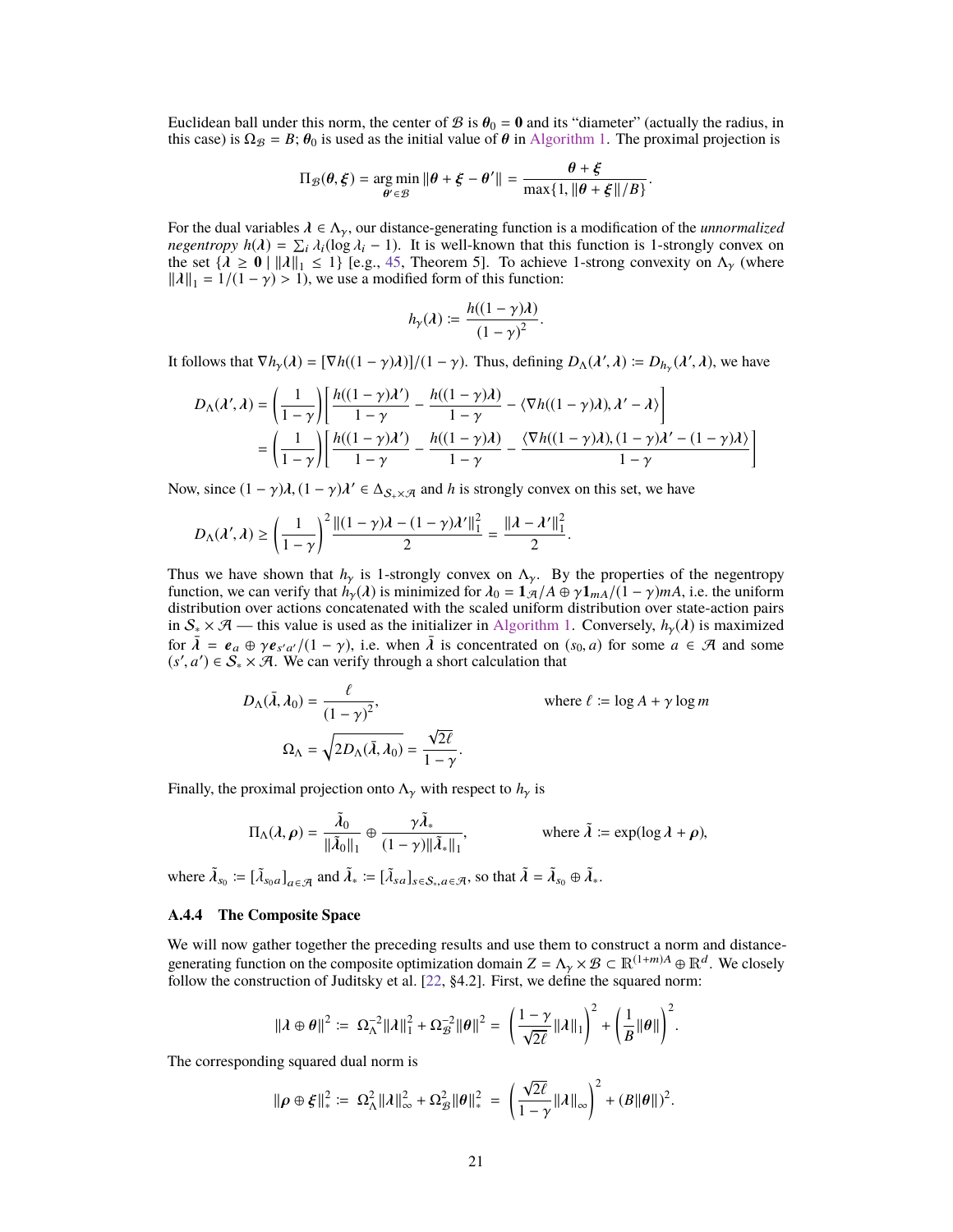Euclidean ball under this norm, the center of $\mathcal{B}$ is $\boldsymbol{\theta}_0 = \mathbf{0}$ and its "diameter" (actually the radius, in this case) is $\Omega_{\mathcal{B}} = B$; $\boldsymbol{\theta}_0$ is used as the initial value of $\boldsymbol{\theta}$ in Algorithm 1. The proximal projection is

$$\Pi_{\mathcal{B}}(\boldsymbol{\theta}, \boldsymbol{\xi}) = \underset{\boldsymbol{\theta}' \in \mathcal{B}}{\arg\min} \|\boldsymbol{\theta} + \boldsymbol{\xi} - \boldsymbol{\theta}'\| = \frac{\boldsymbol{\theta} + \boldsymbol{\xi}}{\max\{1, \|\boldsymbol{\theta} + \boldsymbol{\xi}\|/B\}}.$$

For the dual variables $\boldsymbol{\lambda} \in \Lambda_\gamma$, our distance-generating function is a modification of the *unnormalized negentropy* $h(\boldsymbol{\lambda}) = \sum_i \lambda_i(\log \lambda_i - 1)$. It is well-known that this function is 1-strongly convex on the set $\{\boldsymbol{\lambda} \geq \mathbf{0} \mid \|\boldsymbol{\lambda}\|_1 \leq 1\}$ [e.g., 45, Theorem 5]. To achieve 1-strong convexity on $\Lambda_\gamma$ (where $\|\boldsymbol{\lambda}\|_1 = 1/(1-\gamma) > 1$), we use a modified form of this function:

$$h_\gamma(\boldsymbol{\lambda}) := \frac{h((1-\gamma)\boldsymbol{\lambda})}{(1-\gamma)^2}.$$

It follows that $\nabla h_\gamma(\boldsymbol{\lambda}) = [\nabla h((1-\gamma)\boldsymbol{\lambda})]/(1-\gamma)$. Thus, defining $D_\Lambda(\boldsymbol{\lambda}', \boldsymbol{\lambda}) := D_{h_\gamma}(\boldsymbol{\lambda}', \boldsymbol{\lambda})$, we have

$$\begin{aligned}
D_\Lambda(\boldsymbol{\lambda}', \boldsymbol{\lambda}) &= \left(\frac{1}{1-\gamma}\right)\left[\frac{h((1-\gamma)\boldsymbol{\lambda}')}{1-\gamma} - \frac{h((1-\gamma)\boldsymbol{\lambda})}{1-\gamma} - \langle \nabla h((1-\gamma)\boldsymbol{\lambda}), \boldsymbol{\lambda}' - \boldsymbol{\lambda}\rangle\right] \\
&= \left(\frac{1}{1-\gamma}\right)\left[\frac{h((1-\gamma)\boldsymbol{\lambda}')}{1-\gamma} - \frac{h((1-\gamma)\boldsymbol{\lambda})}{1-\gamma} - \frac{\langle \nabla h((1-\gamma)\boldsymbol{\lambda}), (1-\gamma)\boldsymbol{\lambda}' - (1-\gamma)\boldsymbol{\lambda}\rangle}{1-\gamma}\right]
\end{aligned}$$

Now, since $(1-\gamma)\boldsymbol{\lambda}, (1-\gamma)\boldsymbol{\lambda}' \in \Delta_{\mathcal{S}_+ \times \mathcal{A}}$ and $h$ is strongly convex on this set, we have

$$D_\Lambda(\boldsymbol{\lambda}', \boldsymbol{\lambda}) \geq \left(\frac{1}{1-\gamma}\right)^2 \frac{\|(1-\gamma)\boldsymbol{\lambda} - (1-\gamma)\boldsymbol{\lambda}'\|_1^2}{2} = \frac{\|\boldsymbol{\lambda} - \boldsymbol{\lambda}'\|_1^2}{2}.$$

Thus we have shown that $h_\gamma$ is 1-strongly convex on $\Lambda_\gamma$. By the properties of the negentropy function, we can verify that $h_\gamma(\boldsymbol{\lambda})$ is minimized for $\boldsymbol{\lambda}_0 = \mathbf{1}_{\mathcal{A}}/A \oplus \gamma \mathbf{1}_{mA}/(1-\gamma)mA$, i.e. the uniform distribution over actions concatenated with the scaled uniform distribution over state-action pairs in $\mathcal{S}_* \times \mathcal{A}$ — this value is used as the initializer in Algorithm 1. Conversely, $h_\gamma(\boldsymbol{\lambda})$ is maximized for $\bar{\boldsymbol{\lambda}} = \boldsymbol{e}_a \oplus \gamma \boldsymbol{e}_{s'a'}/(1-\gamma)$, i.e. when $\bar{\boldsymbol{\lambda}}$ is concentrated on $(s_0, a)$ for some $a \in \mathcal{A}$ and some $(s', a') \in \mathcal{S}_* \times \mathcal{A}$. We can verify through a short calculation that

$$D_\Lambda(\bar{\boldsymbol{\lambda}}, \boldsymbol{\lambda}_0) = \frac{\ell}{(1-\gamma)^2}, \qquad \text{where } \ell := \log A + \gamma \log m$$

$$\Omega_\Lambda = \sqrt{2 D_\Lambda(\bar{\boldsymbol{\lambda}}, \boldsymbol{\lambda}_0)} = \frac{\sqrt{2\ell}}{1-\gamma}.$$

Finally, the proximal projection onto $\Lambda_\gamma$ with respect to $h_\gamma$ is

$$\Pi_\Lambda(\boldsymbol{\lambda}, \boldsymbol{\rho}) = \frac{\tilde{\boldsymbol{\lambda}}_0}{\|\tilde{\boldsymbol{\lambda}}_0\|_1} \oplus \frac{\gamma \tilde{\boldsymbol{\lambda}}_*}{(1-\gamma)\|\tilde{\boldsymbol{\lambda}}_*\|_1}, \qquad \text{where } \tilde{\boldsymbol{\lambda}} := \exp(\log \boldsymbol{\lambda} + \boldsymbol{\rho}),$$

where $\tilde{\boldsymbol{\lambda}}_{s_0} := [\tilde{\lambda}_{s_0 a}]_{a \in \mathcal{A}}$ and $\tilde{\boldsymbol{\lambda}}_* := [\tilde{\lambda}_{sa}]_{s \in \mathcal{S}_*, a \in \mathcal{A}}$, so that $\tilde{\boldsymbol{\lambda}} = \tilde{\boldsymbol{\lambda}}_{s_0} \oplus \tilde{\boldsymbol{\lambda}}_*$.

#### A.4.4 The Composite Space

We will now gather together the preceding results and use them to construct a norm and distance-generating function on the composite optimization domain $Z = \Lambda_\gamma \times \mathcal{B} \subset \mathbb{R}^{(1+m)A} \oplus \mathbb{R}^d$. We closely follow the construction of Juditsky et al. [22, §4.2]. First, we define the squared norm:

$$\|\boldsymbol{\lambda} \oplus \boldsymbol{\theta}\|^2 := \Omega_\Lambda^{-2}\|\boldsymbol{\lambda}\|_1^2 + \Omega_{\mathcal{B}}^{-2}\|\boldsymbol{\theta}\|^2 = \left(\frac{1-\gamma}{\sqrt{2\ell}}\|\boldsymbol{\lambda}\|_1\right)^2 + \left(\frac{1}{B}\|\boldsymbol{\theta}\|\right)^2.$$

The corresponding squared dual norm is

$$\|\boldsymbol{\rho} \oplus \boldsymbol{\xi}\|_*^2 := \Omega_\Lambda^2\|\boldsymbol{\lambda}\|_\infty^2 + \Omega_{\mathcal{B}}^2\|\boldsymbol{\theta}\|_*^2 = \left(\frac{\sqrt{2\ell}}{1-\gamma}\|\boldsymbol{\lambda}\|_\infty\right)^2 + (B\|\boldsymbol{\theta}\|)^2.$$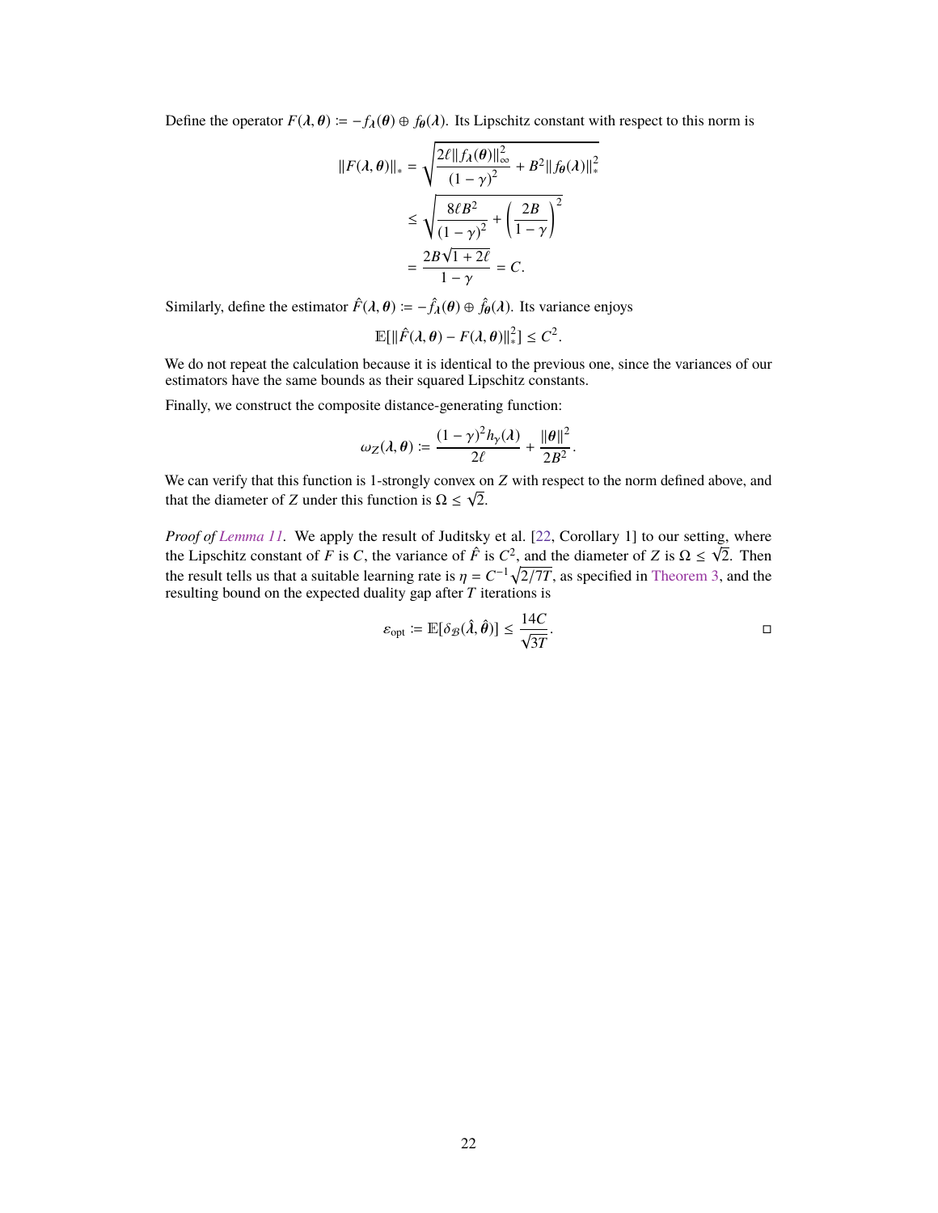Define the operator $F(\boldsymbol{\lambda}, \boldsymbol{\theta}) := -f_{\boldsymbol{\lambda}}(\boldsymbol{\theta}) \oplus f_{\boldsymbol{\theta}}(\boldsymbol{\lambda})$. Its Lipschitz constant with respect to this norm is

$$
\begin{aligned}
\|F(\boldsymbol{\lambda}, \boldsymbol{\theta})\|_* &= \sqrt{\frac{2\ell \|f_{\boldsymbol{\lambda}}(\boldsymbol{\theta})\|_\infty^2}{(1-\gamma)^2} + B^2 \|f_{\boldsymbol{\theta}}(\boldsymbol{\lambda})\|_*^2} \\
&\le \sqrt{\frac{8\ell B^2}{(1-\gamma)^2} + \left(\frac{2B}{1-\gamma}\right)^2} \\
&= \frac{2B\sqrt{1+2\ell}}{1-\gamma} = C.
\end{aligned}
$$

Similarly, define the estimator $\hat{F}(\boldsymbol{\lambda}, \boldsymbol{\theta}) := -\hat{f}_{\boldsymbol{\lambda}}(\boldsymbol{\theta}) \oplus \hat{f}_{\boldsymbol{\theta}}(\boldsymbol{\lambda})$. Its variance enjoys

$$
\mathbb{E}[\|\hat{F}(\boldsymbol{\lambda}, \boldsymbol{\theta}) - F(\boldsymbol{\lambda}, \boldsymbol{\theta})\|_*^2] \le C^2.
$$

We do not repeat the calculation because it is identical to the previous one, since the variances of our estimators have the same bounds as their squared Lipschitz constants.

Finally, we construct the composite distance-generating function:

$$
\omega_Z(\boldsymbol{\lambda}, \boldsymbol{\theta}) := \frac{(1-\gamma)^2 h_\gamma(\boldsymbol{\lambda})}{2\ell} + \frac{\|\boldsymbol{\theta}\|^2}{2B^2}.
$$

We can verify that this function is 1-strongly convex on $Z$ with respect to the norm defined above, and that the diameter of $Z$ under this function is $\Omega \le \sqrt{2}$.

*Proof of Lemma 11.* We apply the result of Juditsky et al. [22, Corollary 1] to our setting, where the Lipschitz constant of $F$ is $C$, the variance of $\hat{F}$ is $C^2$, and the diameter of $Z$ is $\Omega \le \sqrt{2}$. Then the result tells us that a suitable learning rate is $\eta = C^{-1}\sqrt{2/7T}$, as specified in Theorem 3, and the resulting bound on the expected duality gap after $T$ iterations is

$$
\varepsilon_{\text{opt}} := \mathbb{E}[\delta_{\mathcal{B}}(\hat{\boldsymbol{\lambda}}, \hat{\boldsymbol{\theta}})] \le \frac{14C}{\sqrt{3T}}.
$$

□